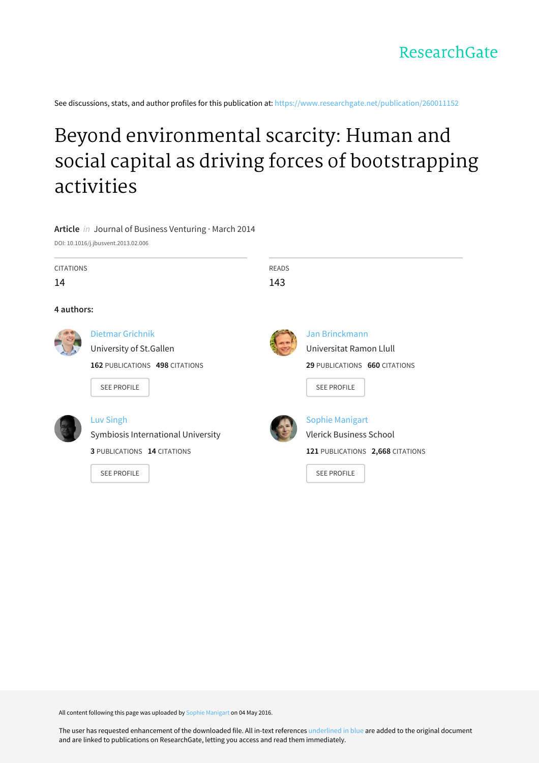ResearchGate

See discussions, stats, and author profiles for this publication at: https://www.researchgate.net/publication/260011152

# Beyond environmental scarcity: Human and social capital as driving forces of bootstrapping activities

**Article** *in* Journal of Business Venturing · March 2014

DOI: 10.1016/j.jbusvent.2013.02.006

CITATIONS
14

READS
143

**4 authors:**

**Dietmar Grichnik**
University of St.Gallen
**162** PUBLICATIONS **498** CITATIONS

SEE PROFILE

**Jan Brinckmann**
Universitat Ramon Llull
**29** PUBLICATIONS **660** CITATIONS

SEE PROFILE

**Luv Singh**
Symbiosis International University
**3** PUBLICATIONS **14** CITATIONS

SEE PROFILE

**Sophie Manigart**
Vlerick Business School
**121** PUBLICATIONS **2,668** CITATIONS

SEE PROFILE

All content following this page was uploaded by Sophie Manigart on 04 May 2016.

The user has requested enhancement of the downloaded file. All in-text references underlined in blue are added to the original document and are linked to publications on ResearchGate, letting you access and read them immediately.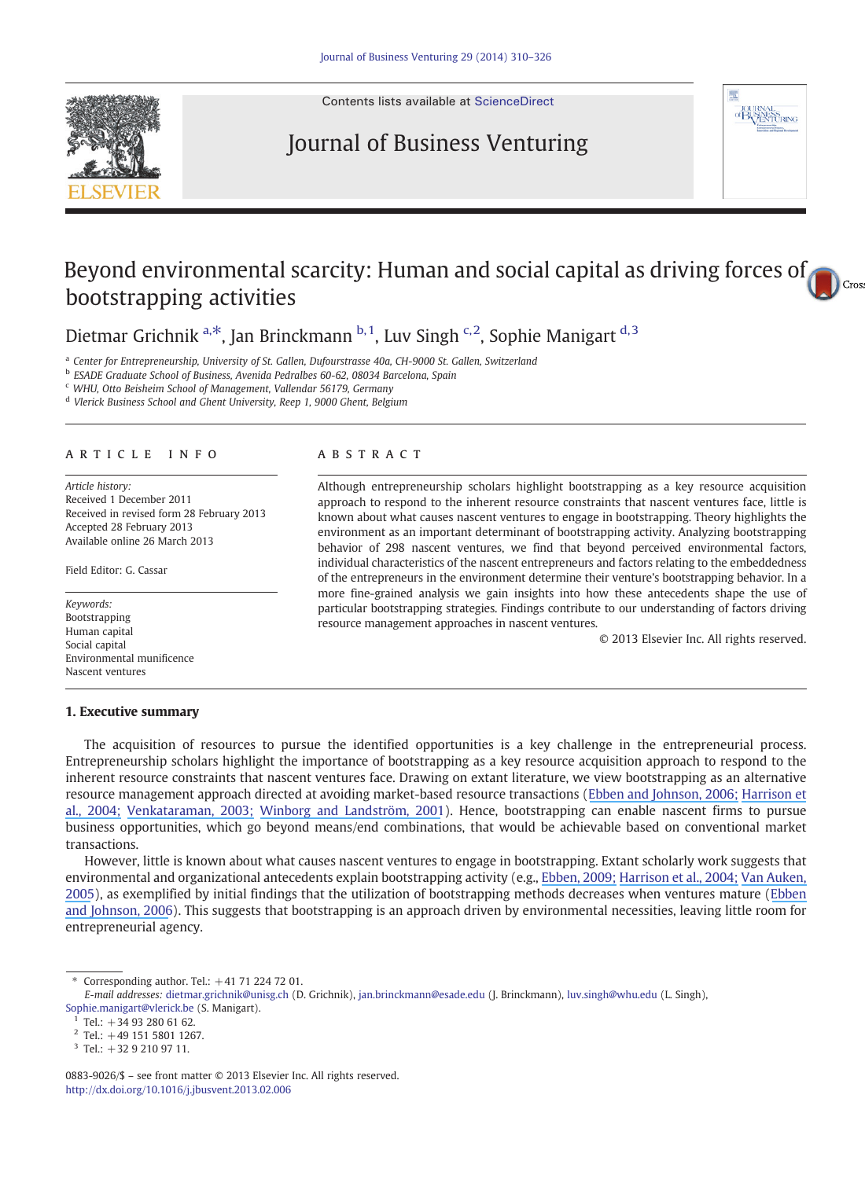# Beyond environmental scarcity: Human and social capital as driving forces of bootstrapping activities

Dietmar Grichnik [a,*], Jan Brinckmann [b,1], Luv Singh [c,2], Sophie Manigart [d,3]

[a] Center for Entrepreneurship, University of St. Gallen, Dufourstrasse 40a, CH-9000 St. Gallen, Switzerland
[b] ESADE Graduate School of Business, Avenida Pedralbes 60-62, 08034 Barcelona, Spain
[c] WHU, Otto Beisheim School of Management, Vallendar 56179, Germany
[d] Vlerick Business School and Ghent University, Reep 1, 9000 Ghent, Belgium

## ARTICLE INFO

*Article history:*
Received 1 December 2011
Received in revised form 28 February 2013
Accepted 28 February 2013
Available online 26 March 2013

Field Editor: G. Cassar

*Keywords:*
Bootstrapping
Human capital
Social capital
Environmental munificence
Nascent ventures

## ABSTRACT

Although entrepreneurship scholars highlight bootstrapping as a key resource acquisition approach to respond to the inherent resource constraints that nascent ventures face, little is known about what causes nascent ventures to engage in bootstrapping. Theory highlights the environment as an important determinant of bootstrapping activity. Analyzing bootstrapping behavior of 298 nascent ventures, we find that beyond perceived environmental factors, individual characteristics of the nascent entrepreneurs and factors relating to the embeddedness of the entrepreneurs in the environment determine their venture's bootstrapping behavior. In a more fine-grained analysis we gain insights into how these antecedents shape the use of particular bootstrapping strategies. Findings contribute to our understanding of factors driving resource management approaches in nascent ventures.

© 2013 Elsevier Inc. All rights reserved.

## 1. Executive summary

The acquisition of resources to pursue the identified opportunities is a key challenge in the entrepreneurial process. Entrepreneurship scholars highlight the importance of bootstrapping as a key resource acquisition approach to respond to the inherent resource constraints that nascent ventures face. Drawing on extant literature, we view bootstrapping as an alternative resource management approach directed at avoiding market-based resource transactions (Ebben and Johnson, 2006; Harrison et al., 2004; Venkataraman, 2003; Winborg and Landström, 2001). Hence, bootstrapping can enable nascent firms to pursue business opportunities, which go beyond means/end combinations, that would be achievable based on conventional market transactions.

However, little is known about what causes nascent ventures to engage in bootstrapping. Extant scholarly work suggests that environmental and organizational antecedents explain bootstrapping activity (e.g., Ebben, 2009; Harrison et al., 2004; Van Auken, 2005), as exemplified by initial findings that the utilization of bootstrapping methods decreases when ventures mature (Ebben and Johnson, 2006). This suggests that bootstrapping is an approach driven by environmental necessities, leaving little room for entrepreneurial agency.

\* Corresponding author. Tel.: +41 71 224 72 01.
*E-mail addresses:* dietmar.grichnik@unisg.ch (D. Grichnik), jan.brinckmann@esade.edu (J. Brinckmann), luv.singh@whu.edu (L. Singh), Sophie.manigart@vlerick.be (S. Manigart).
[1] Tel.: +34 93 280 61 62.
[2] Tel.: +49 151 5801 1267.
[3] Tel.: +32 9 210 97 11.

0883-9026/$ – see front matter © 2013 Elsevier Inc. All rights reserved.
http://dx.doi.org/10.1016/j.jbusvent.2013.02.006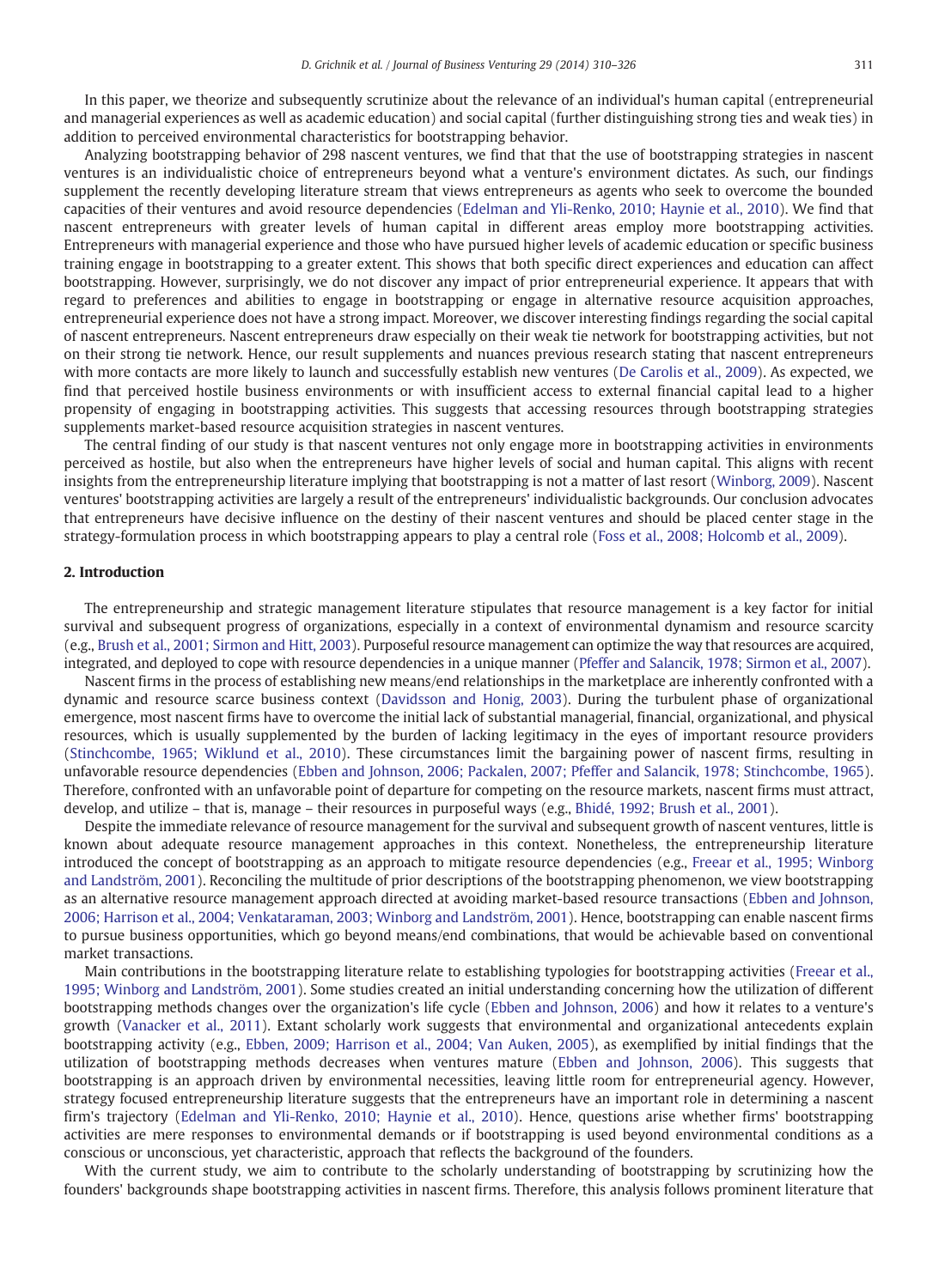In this paper, we theorize and subsequently scrutinize about the relevance of an individual's human capital (entrepreneurial and managerial experiences as well as academic education) and social capital (further distinguishing strong ties and weak ties) in addition to perceived environmental characteristics for bootstrapping behavior.

Analyzing bootstrapping behavior of 298 nascent ventures, we find that that the use of bootstrapping strategies in nascent ventures is an individualistic choice of entrepreneurs beyond what a venture's environment dictates. As such, our findings supplement the recently developing literature stream that views entrepreneurs as agents who seek to overcome the bounded capacities of their ventures and avoid resource dependencies (Edelman and Yli-Renko, 2010; Haynie et al., 2010). We find that nascent entrepreneurs with greater levels of human capital in different areas employ more bootstrapping activities. Entrepreneurs with managerial experience and those who have pursued higher levels of academic education or specific business training engage in bootstrapping to a greater extent. This shows that both specific direct experiences and education can affect bootstrapping. However, surprisingly, we do not discover any impact of prior entrepreneurial experience. It appears that with regard to preferences and abilities to engage in bootstrapping or engage in alternative resource acquisition approaches, entrepreneurial experience does not have a strong impact. Moreover, we discover interesting findings regarding the social capital of nascent entrepreneurs. Nascent entrepreneurs draw especially on their weak tie network for bootstrapping activities, but not on their strong tie network. Hence, our result supplements and nuances previous research stating that nascent entrepreneurs with more contacts are more likely to launch and successfully establish new ventures (De Carolis et al., 2009). As expected, we find that perceived hostile business environments or with insufficient access to external financial capital lead to a higher propensity of engaging in bootstrapping activities. This suggests that accessing resources through bootstrapping strategies supplements market-based resource acquisition strategies in nascent ventures.

The central finding of our study is that nascent ventures not only engage more in bootstrapping activities in environments perceived as hostile, but also when the entrepreneurs have higher levels of social and human capital. This aligns with recent insights from the entrepreneurship literature implying that bootstrapping is not a matter of last resort (Winborg, 2009). Nascent ventures' bootstrapping activities are largely a result of the entrepreneurs' individualistic backgrounds. Our conclusion advocates that entrepreneurs have decisive influence on the destiny of their nascent ventures and should be placed center stage in the strategy-formulation process in which bootstrapping appears to play a central role (Foss et al., 2008; Holcomb et al., 2009).

## 2. Introduction

The entrepreneurship and strategic management literature stipulates that resource management is a key factor for initial survival and subsequent progress of organizations, especially in a context of environmental dynamism and resource scarcity (e.g., Brush et al., 2001; Sirmon and Hitt, 2003). Purposeful resource management can optimize the way that resources are acquired, integrated, and deployed to cope with resource dependencies in a unique manner (Pfeffer and Salancik, 1978; Sirmon et al., 2007).

Nascent firms in the process of establishing new means/end relationships in the marketplace are inherently confronted with a dynamic and resource scarce business context (Davidsson and Honig, 2003). During the turbulent phase of organizational emergence, most nascent firms have to overcome the initial lack of substantial managerial, financial, organizational, and physical resources, which is usually supplemented by the burden of lacking legitimacy in the eyes of important resource providers (Stinchcombe, 1965; Wiklund et al., 2010). These circumstances limit the bargaining power of nascent firms, resulting in unfavorable resource dependencies (Ebben and Johnson, 2006; Packalen, 2007; Pfeffer and Salancik, 1978; Stinchcombe, 1965). Therefore, confronted with an unfavorable point of departure for competing on the resource markets, nascent firms must attract, develop, and utilize – that is, manage – their resources in purposeful ways (e.g., Bhidé, 1992; Brush et al., 2001).

Despite the immediate relevance of resource management for the survival and subsequent growth of nascent ventures, little is known about adequate resource management approaches in this context. Nonetheless, the entrepreneurship literature introduced the concept of bootstrapping as an approach to mitigate resource dependencies (e.g., Freear et al., 1995; Winborg and Landström, 2001). Reconciling the multitude of prior descriptions of the bootstrapping phenomenon, we view bootstrapping as an alternative resource management approach directed at avoiding market-based resource transactions (Ebben and Johnson, 2006; Harrison et al., 2004; Venkataraman, 2003; Winborg and Landström, 2001). Hence, bootstrapping can enable nascent firms to pursue business opportunities, which go beyond means/end combinations, that would be achievable based on conventional market transactions.

Main contributions in the bootstrapping literature relate to establishing typologies for bootstrapping activities (Freear et al., 1995; Winborg and Landström, 2001). Some studies created an initial understanding concerning how the utilization of different bootstrapping methods changes over the organization's life cycle (Ebben and Johnson, 2006) and how it relates to a venture's growth (Vanacker et al., 2011). Extant scholarly work suggests that environmental and organizational antecedents explain bootstrapping activity (e.g., Ebben, 2009; Harrison et al., 2004; Van Auken, 2005), as exemplified by initial findings that the utilization of bootstrapping methods decreases when ventures mature (Ebben and Johnson, 2006). This suggests that bootstrapping is an approach driven by environmental necessities, leaving little room for entrepreneurial agency. However, strategy focused entrepreneurship literature suggests that the entrepreneurs have an important role in determining a nascent firm's trajectory (Edelman and Yli-Renko, 2010; Haynie et al., 2010). Hence, questions arise whether firms' bootstrapping activities are mere responses to environmental demands or if bootstrapping is used beyond environmental conditions as a conscious or unconscious, yet characteristic, approach that reflects the background of the founders.

With the current study, we aim to contribute to the scholarly understanding of bootstrapping by scrutinizing how the founders' backgrounds shape bootstrapping activities in nascent firms. Therefore, this analysis follows prominent literature that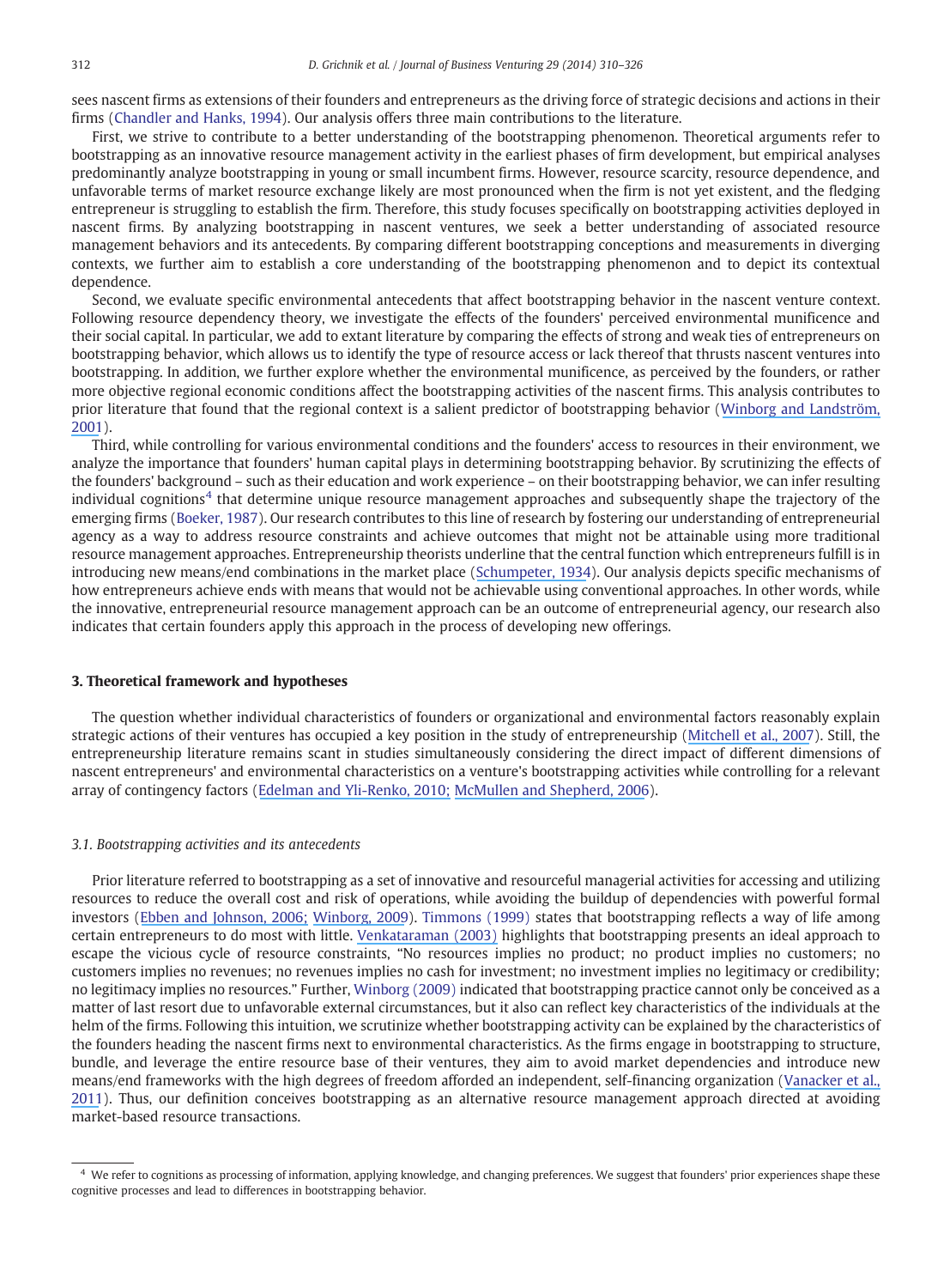sees nascent firms as extensions of their founders and entrepreneurs as the driving force of strategic decisions and actions in their firms (Chandler and Hanks, 1994). Our analysis offers three main contributions to the literature.

First, we strive to contribute to a better understanding of the bootstrapping phenomenon. Theoretical arguments refer to bootstrapping as an innovative resource management activity in the earliest phases of firm development, but empirical analyses predominantly analyze bootstrapping in young or small incumbent firms. However, resource scarcity, resource dependence, and unfavorable terms of market resource exchange likely are most pronounced when the firm is not yet existent, and the fledging entrepreneur is struggling to establish the firm. Therefore, this study focuses specifically on bootstrapping activities deployed in nascent firms. By analyzing bootstrapping in nascent ventures, we seek a better understanding of associated resource management behaviors and its antecedents. By comparing different bootstrapping conceptions and measurements in diverging contexts, we further aim to establish a core understanding of the bootstrapping phenomenon and to depict its contextual dependence.

Second, we evaluate specific environmental antecedents that affect bootstrapping behavior in the nascent venture context. Following resource dependency theory, we investigate the effects of the founders' perceived environmental munificence and their social capital. In particular, we add to extant literature by comparing the effects of strong and weak ties of entrepreneurs on bootstrapping behavior, which allows us to identify the type of resource access or lack thereof that thrusts nascent ventures into bootstrapping. In addition, we further explore whether the environmental munificence, as perceived by the founders, or rather more objective regional economic conditions affect the bootstrapping activities of the nascent firms. This analysis contributes to prior literature that found that the regional context is a salient predictor of bootstrapping behavior (Winborg and Landström, 2001).

Third, while controlling for various environmental conditions and the founders' access to resources in their environment, we analyze the importance that founders' human capital plays in determining bootstrapping behavior. By scrutinizing the effects of the founders' background – such as their education and work experience – on their bootstrapping behavior, we can infer resulting individual cognitions[4] that determine unique resource management approaches and subsequently shape the trajectory of the emerging firms (Boeker, 1987). Our research contributes to this line of research by fostering our understanding of entrepreneurial agency as a way to address resource constraints and achieve outcomes that might not be attainable using more traditional resource management approaches. Entrepreneurship theorists underline that the central function which entrepreneurs fulfill is in introducing new means/end combinations in the market place (Schumpeter, 1934). Our analysis depicts specific mechanisms of how entrepreneurs achieve ends with means that would not be achievable using conventional approaches. In other words, while the innovative, entrepreneurial resource management approach can be an outcome of entrepreneurial agency, our research also indicates that certain founders apply this approach in the process of developing new offerings.

## 3. Theoretical framework and hypotheses

The question whether individual characteristics of founders or organizational and environmental factors reasonably explain strategic actions of their ventures has occupied a key position in the study of entrepreneurship (Mitchell et al., 2007). Still, the entrepreneurship literature remains scant in studies simultaneously considering the direct impact of different dimensions of nascent entrepreneurs' and environmental characteristics on a venture's bootstrapping activities while controlling for a relevant array of contingency factors (Edelman and Yli-Renko, 2010; McMullen and Shepherd, 2006).

### *3.1. Bootstrapping activities and its antecedents*

Prior literature referred to bootstrapping as a set of innovative and resourceful managerial activities for accessing and utilizing resources to reduce the overall cost and risk of operations, while avoiding the buildup of dependencies with powerful formal investors (Ebben and Johnson, 2006; Winborg, 2009). Timmons (1999) states that bootstrapping reflects a way of life among certain entrepreneurs to do most with little. Venkataraman (2003) highlights that bootstrapping presents an ideal approach to escape the vicious cycle of resource constraints, "No resources implies no product; no product implies no customers; no customers implies no revenues; no revenues implies no cash for investment; no investment implies no legitimacy or credibility; no legitimacy implies no resources." Further, Winborg (2009) indicated that bootstrapping practice cannot only be conceived as a matter of last resort due to unfavorable external circumstances, but it also can reflect key characteristics of the individuals at the helm of the firms. Following this intuition, we scrutinize whether bootstrapping activity can be explained by the characteristics of the founders heading the nascent firms next to environmental characteristics. As the firms engage in bootstrapping to structure, bundle, and leverage the entire resource base of their ventures, they aim to avoid market dependencies and introduce new means/end frameworks with the high degrees of freedom afforded an independent, self-financing organization (Vanacker et al., 2011). Thus, our definition conceives bootstrapping as an alternative resource management approach directed at avoiding market-based resource transactions.

[4] We refer to cognitions as processing of information, applying knowledge, and changing preferences. We suggest that founders' prior experiences shape these cognitive processes and lead to differences in bootstrapping behavior.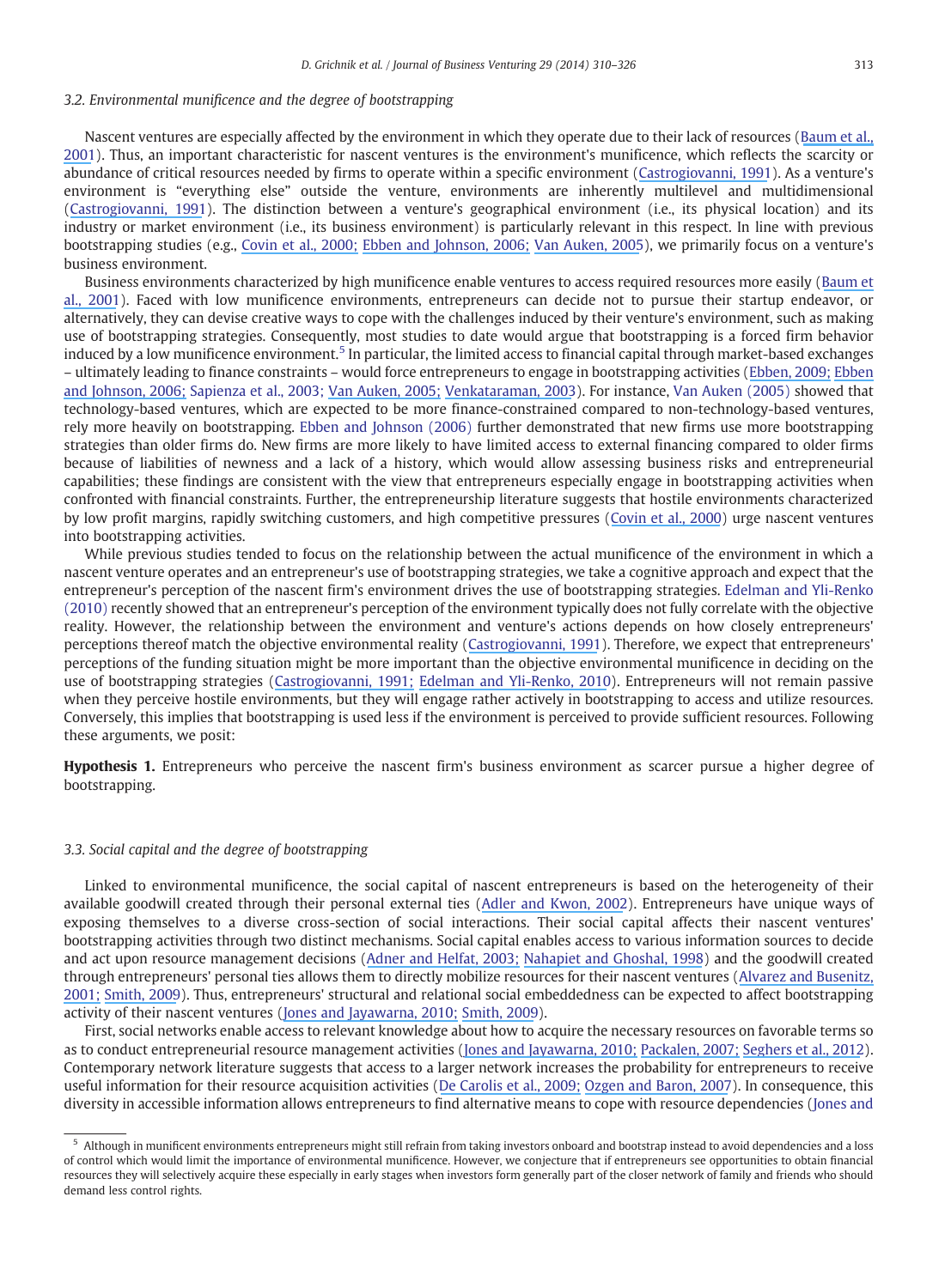### 3.2. Environmental munificence and the degree of bootstrapping

Nascent ventures are especially affected by the environment in which they operate due to their lack of resources (Baum et al., 2001). Thus, an important characteristic for nascent ventures is the environment's munificence, which reflects the scarcity or abundance of critical resources needed by firms to operate within a specific environment (Castrogiovanni, 1991). As a venture's environment is "everything else" outside the venture, environments are inherently multilevel and multidimensional (Castrogiovanni, 1991). The distinction between a venture's geographical environment (i.e., its physical location) and its industry or market environment (i.e., its business environment) is particularly relevant in this respect. In line with previous bootstrapping studies (e.g., Covin et al., 2000; Ebben and Johnson, 2006; Van Auken, 2005), we primarily focus on a venture's business environment.

Business environments characterized by high munificence enable ventures to access required resources more easily (Baum et al., 2001). Faced with low munificence environments, entrepreneurs can decide not to pursue their startup endeavor, or alternatively, they can devise creative ways to cope with the challenges induced by their venture's environment, such as making use of bootstrapping strategies. Consequently, most studies to date would argue that bootstrapping is a forced firm behavior induced by a low munificence environment.[5] In particular, the limited access to financial capital through market-based exchanges – ultimately leading to finance constraints – would force entrepreneurs to engage in bootstrapping activities (Ebben, 2009; Ebben and Johnson, 2006; Sapienza et al., 2003; Van Auken, 2005; Venkataraman, 2003). For instance, Van Auken (2005) showed that technology-based ventures, which are expected to be more finance-constrained compared to non-technology-based ventures, rely more heavily on bootstrapping. Ebben and Johnson (2006) further demonstrated that new firms use more bootstrapping strategies than older firms do. New firms are more likely to have limited access to external financing compared to older firms because of liabilities of newness and a lack of a history, which would allow assessing business risks and entrepreneurial capabilities; these findings are consistent with the view that entrepreneurs especially engage in bootstrapping activities when confronted with financial constraints. Further, the entrepreneurship literature suggests that hostile environments characterized by low profit margins, rapidly switching customers, and high competitive pressures (Covin et al., 2000) urge nascent ventures into bootstrapping activities.

While previous studies tended to focus on the relationship between the actual munificence of the environment in which a nascent venture operates and an entrepreneur's use of bootstrapping strategies, we take a cognitive approach and expect that the entrepreneur's perception of the nascent firm's environment drives the use of bootstrapping strategies. Edelman and Yli-Renko (2010) recently showed that an entrepreneur's perception of the environment typically does not fully correlate with the objective reality. However, the relationship between the environment and venture's actions depends on how closely entrepreneurs' perceptions thereof match the objective environmental reality (Castrogiovanni, 1991). Therefore, we expect that entrepreneurs' perceptions of the funding situation might be more important than the objective environmental munificence in deciding on the use of bootstrapping strategies (Castrogiovanni, 1991; Edelman and Yli-Renko, 2010). Entrepreneurs will not remain passive when they perceive hostile environments, but they will engage rather actively in bootstrapping to access and utilize resources. Conversely, this implies that bootstrapping is used less if the environment is perceived to provide sufficient resources. Following these arguments, we posit:

**Hypothesis 1.** Entrepreneurs who perceive the nascent firm's business environment as scarcer pursue a higher degree of bootstrapping.

### 3.3. Social capital and the degree of bootstrapping

Linked to environmental munificence, the social capital of nascent entrepreneurs is based on the heterogeneity of their available goodwill created through their personal external ties (Adler and Kwon, 2002). Entrepreneurs have unique ways of exposing themselves to a diverse cross-section of social interactions. Their social capital affects their nascent ventures' bootstrapping activities through two distinct mechanisms. Social capital enables access to various information sources to decide and act upon resource management decisions (Adner and Helfat, 2003; Nahapiet and Ghoshal, 1998) and the goodwill created through entrepreneurs' personal ties allows them to directly mobilize resources for their nascent ventures (Alvarez and Busenitz, 2001; Smith, 2009). Thus, entrepreneurs' structural and relational social embeddedness can be expected to affect bootstrapping activity of their nascent ventures (Jones and Jayawarna, 2010; Smith, 2009).

First, social networks enable access to relevant knowledge about how to acquire the necessary resources on favorable terms so as to conduct entrepreneurial resource management activities (Jones and Jayawarna, 2010; Packalen, 2007; Seghers et al., 2012). Contemporary network literature suggests that access to a larger network increases the probability for entrepreneurs to receive useful information for their resource acquisition activities (De Carolis et al., 2009; Ozgen and Baron, 2007). In consequence, this diversity in accessible information allows entrepreneurs to find alternative means to cope with resource dependencies (Jones and

[5] Although in munificent environments entrepreneurs might still refrain from taking investors onboard and bootstrap instead to avoid dependencies and a loss of control which would limit the importance of environmental munificence. However, we conjecture that if entrepreneurs see opportunities to obtain financial resources they will selectively acquire these especially in early stages when investors form generally part of the closer network of family and friends who should demand less control rights.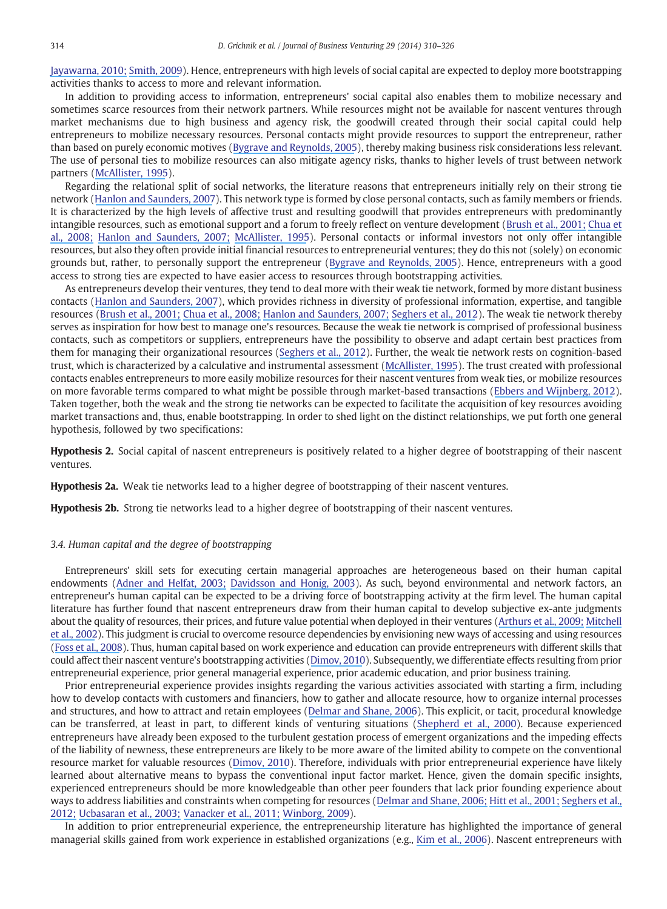Jayawarna, 2010; Smith, 2009). Hence, entrepreneurs with high levels of social capital are expected to deploy more bootstrapping activities thanks to access to more and relevant information.

In addition to providing access to information, entrepreneurs' social capital also enables them to mobilize necessary and sometimes scarce resources from their network partners. While resources might not be available for nascent ventures through market mechanisms due to high business and agency risk, the goodwill created through their social capital could help entrepreneurs to mobilize necessary resources. Personal contacts might provide resources to support the entrepreneur, rather than based on purely economic motives (Bygrave and Reynolds, 2005), thereby making business risk considerations less relevant. The use of personal ties to mobilize resources can also mitigate agency risks, thanks to higher levels of trust between network partners (McAllister, 1995).

Regarding the relational split of social networks, the literature reasons that entrepreneurs initially rely on their strong tie network (Hanlon and Saunders, 2007). This network type is formed by close personal contacts, such as family members or friends. It is characterized by the high levels of affective trust and resulting goodwill that provides entrepreneurs with predominantly intangible resources, such as emotional support and a forum to freely reflect on venture development (Brush et al., 2001; Chua et al., 2008; Hanlon and Saunders, 2007; McAllister, 1995). Personal contacts or informal investors not only offer intangible resources, but also they often provide initial financial resources to entrepreneurial ventures; they do this not (solely) on economic grounds but, rather, to personally support the entrepreneur (Bygrave and Reynolds, 2005). Hence, entrepreneurs with a good access to strong ties are expected to have easier access to resources through bootstrapping activities.

As entrepreneurs develop their ventures, they tend to deal more with their weak tie network, formed by more distant business contacts (Hanlon and Saunders, 2007), which provides richness in diversity of professional information, expertise, and tangible resources (Brush et al., 2001; Chua et al., 2008; Hanlon and Saunders, 2007; Seghers et al., 2012). The weak tie network thereby serves as inspiration for how best to manage one's resources. Because the weak tie network is comprised of professional business contacts, such as competitors or suppliers, entrepreneurs have the possibility to observe and adapt certain best practices from them for managing their organizational resources (Seghers et al., 2012). Further, the weak tie network rests on cognition-based trust, which is characterized by a calculative and instrumental assessment (McAllister, 1995). The trust created with professional contacts enables entrepreneurs to more easily mobilize resources for their nascent ventures from weak ties, or mobilize resources on more favorable terms compared to what might be possible through market-based transactions (Ebbers and Wijnberg, 2012). Taken together, both the weak and the strong tie networks can be expected to facilitate the acquisition of key resources avoiding market transactions and, thus, enable bootstrapping. In order to shed light on the distinct relationships, we put forth one general hypothesis, followed by two specifications:

**Hypothesis 2.** Social capital of nascent entrepreneurs is positively related to a higher degree of bootstrapping of their nascent ventures.

**Hypothesis 2a.** Weak tie networks lead to a higher degree of bootstrapping of their nascent ventures.

**Hypothesis 2b.** Strong tie networks lead to a higher degree of bootstrapping of their nascent ventures.

### *3.4. Human capital and the degree of bootstrapping*

Entrepreneurs' skill sets for executing certain managerial approaches are heterogeneous based on their human capital endowments (Adner and Helfat, 2003; Davidsson and Honig, 2003). As such, beyond environmental and network factors, an entrepreneur's human capital can be expected to be a driving force of bootstrapping activity at the firm level. The human capital literature has further found that nascent entrepreneurs draw from their human capital to develop subjective ex-ante judgments about the quality of resources, their prices, and future value potential when deployed in their ventures (Arthurs et al., 2009; Mitchell et al., 2002). This judgment is crucial to overcome resource dependencies by envisioning new ways of accessing and using resources (Foss et al., 2008). Thus, human capital based on work experience and education can provide entrepreneurs with different skills that could affect their nascent venture's bootstrapping activities (Dimov, 2010). Subsequently, we differentiate effects resulting from prior entrepreneurial experience, prior general managerial experience, prior academic education, and prior business training.

Prior entrepreneurial experience provides insights regarding the various activities associated with starting a firm, including how to develop contacts with customers and financiers, how to gather and allocate resource, how to organize internal processes and structures, and how to attract and retain employees (Delmar and Shane, 2006). This explicit, or tacit, procedural knowledge can be transferred, at least in part, to different kinds of venturing situations (Shepherd et al., 2000). Because experienced entrepreneurs have already been exposed to the turbulent gestation process of emergent organizations and the impeding effects of the liability of newness, these entrepreneurs are likely to be more aware of the limited ability to compete on the conventional resource market for valuable resources (Dimov, 2010). Therefore, individuals with prior entrepreneurial experience have likely learned about alternative means to bypass the conventional input factor market. Hence, given the domain specific insights, experienced entrepreneurs should be more knowledgeable than other peer founders that lack prior founding experience about ways to address liabilities and constraints when competing for resources (Delmar and Shane, 2006; Hitt et al., 2001; Seghers et al., 2012; Ucbasaran et al., 2003; Vanacker et al., 2011; Winborg, 2009).

In addition to prior entrepreneurial experience, the entrepreneurship literature has highlighted the importance of general managerial skills gained from work experience in established organizations (e.g., Kim et al., 2006). Nascent entrepreneurs with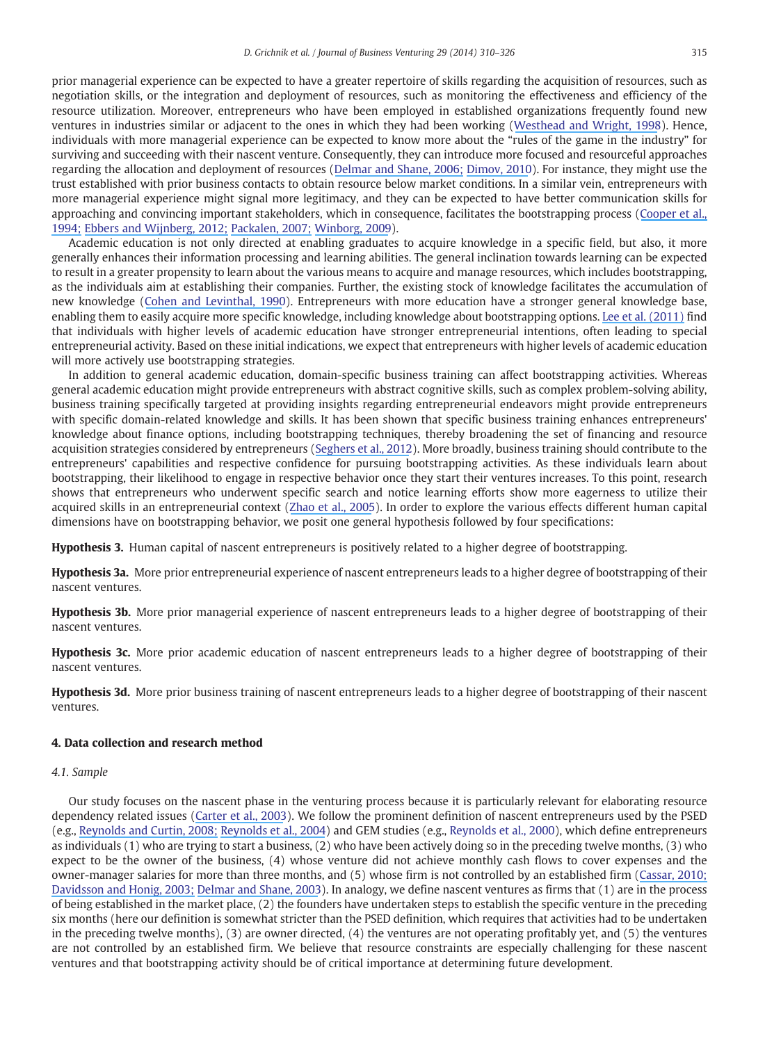prior managerial experience can be expected to have a greater repertoire of skills regarding the acquisition of resources, such as negotiation skills, or the integration and deployment of resources, such as monitoring the effectiveness and efficiency of the resource utilization. Moreover, entrepreneurs who have been employed in established organizations frequently found new ventures in industries similar or adjacent to the ones in which they had been working (Westhead and Wright, 1998). Hence, individuals with more managerial experience can be expected to know more about the "rules of the game in the industry" for surviving and succeeding with their nascent venture. Consequently, they can introduce more focused and resourceful approaches regarding the allocation and deployment of resources (Delmar and Shane, 2006; Dimov, 2010). For instance, they might use the trust established with prior business contacts to obtain resource below market conditions. In a similar vein, entrepreneurs with more managerial experience might signal more legitimacy, and they can be expected to have better communication skills for approaching and convincing important stakeholders, which in consequence, facilitates the bootstrapping process (Cooper et al., 1994; Ebbers and Wijnberg, 2012; Packalen, 2007; Winborg, 2009).

Academic education is not only directed at enabling graduates to acquire knowledge in a specific field, but also, it more generally enhances their information processing and learning abilities. The general inclination towards learning can be expected to result in a greater propensity to learn about the various means to acquire and manage resources, which includes bootstrapping, as the individuals aim at establishing their companies. Further, the existing stock of knowledge facilitates the accumulation of new knowledge (Cohen and Levinthal, 1990). Entrepreneurs with more education have a stronger general knowledge base, enabling them to easily acquire more specific knowledge, including knowledge about bootstrapping options. Lee et al. (2011) find that individuals with higher levels of academic education have stronger entrepreneurial intentions, often leading to special entrepreneurial activity. Based on these initial indications, we expect that entrepreneurs with higher levels of academic education will more actively use bootstrapping strategies.

In addition to general academic education, domain-specific business training can affect bootstrapping activities. Whereas general academic education might provide entrepreneurs with abstract cognitive skills, such as complex problem-solving ability, business training specifically targeted at providing insights regarding entrepreneurial endeavors might provide entrepreneurs with specific domain-related knowledge and skills. It has been shown that specific business training enhances entrepreneurs' knowledge about finance options, including bootstrapping techniques, thereby broadening the set of financing and resource acquisition strategies considered by entrepreneurs (Seghers et al., 2012). More broadly, business training should contribute to the entrepreneurs' capabilities and respective confidence for pursuing bootstrapping activities. As these individuals learn about bootstrapping, their likelihood to engage in respective behavior once they start their ventures increases. To this point, research shows that entrepreneurs who underwent specific search and notice learning efforts show more eagerness to utilize their acquired skills in an entrepreneurial context (Zhao et al., 2005). In order to explore the various effects different human capital dimensions have on bootstrapping behavior, we posit one general hypothesis followed by four specifications:

**Hypothesis 3.** Human capital of nascent entrepreneurs is positively related to a higher degree of bootstrapping.

**Hypothesis 3a.** More prior entrepreneurial experience of nascent entrepreneurs leads to a higher degree of bootstrapping of their nascent ventures.

**Hypothesis 3b.** More prior managerial experience of nascent entrepreneurs leads to a higher degree of bootstrapping of their nascent ventures.

**Hypothesis 3c.** More prior academic education of nascent entrepreneurs leads to a higher degree of bootstrapping of their nascent ventures.

**Hypothesis 3d.** More prior business training of nascent entrepreneurs leads to a higher degree of bootstrapping of their nascent ventures.

## 4. Data collection and research method

### *4.1. Sample*

Our study focuses on the nascent phase in the venturing process because it is particularly relevant for elaborating resource dependency related issues (Carter et al., 2003). We follow the prominent definition of nascent entrepreneurs used by the PSED (e.g., Reynolds and Curtin, 2008; Reynolds et al., 2004) and GEM studies (e.g., Reynolds et al., 2000), which define entrepreneurs as individuals (1) who are trying to start a business, (2) who have been actively doing so in the preceding twelve months, (3) who expect to be the owner of the business, (4) whose venture did not achieve monthly cash flows to cover expenses and the owner-manager salaries for more than three months, and (5) whose firm is not controlled by an established firm (Cassar, 2010; Davidsson and Honig, 2003; Delmar and Shane, 2003). In analogy, we define nascent ventures as firms that (1) are in the process of being established in the market place, (2) the founders have undertaken steps to establish the specific venture in the preceding six months (here our definition is somewhat stricter than the PSED definition, which requires that activities had to be undertaken in the preceding twelve months), (3) are owner directed, (4) the ventures are not operating profitably yet, and (5) the ventures are not controlled by an established firm. We believe that resource constraints are especially challenging for these nascent ventures and that bootstrapping activity should be of critical importance at determining future development.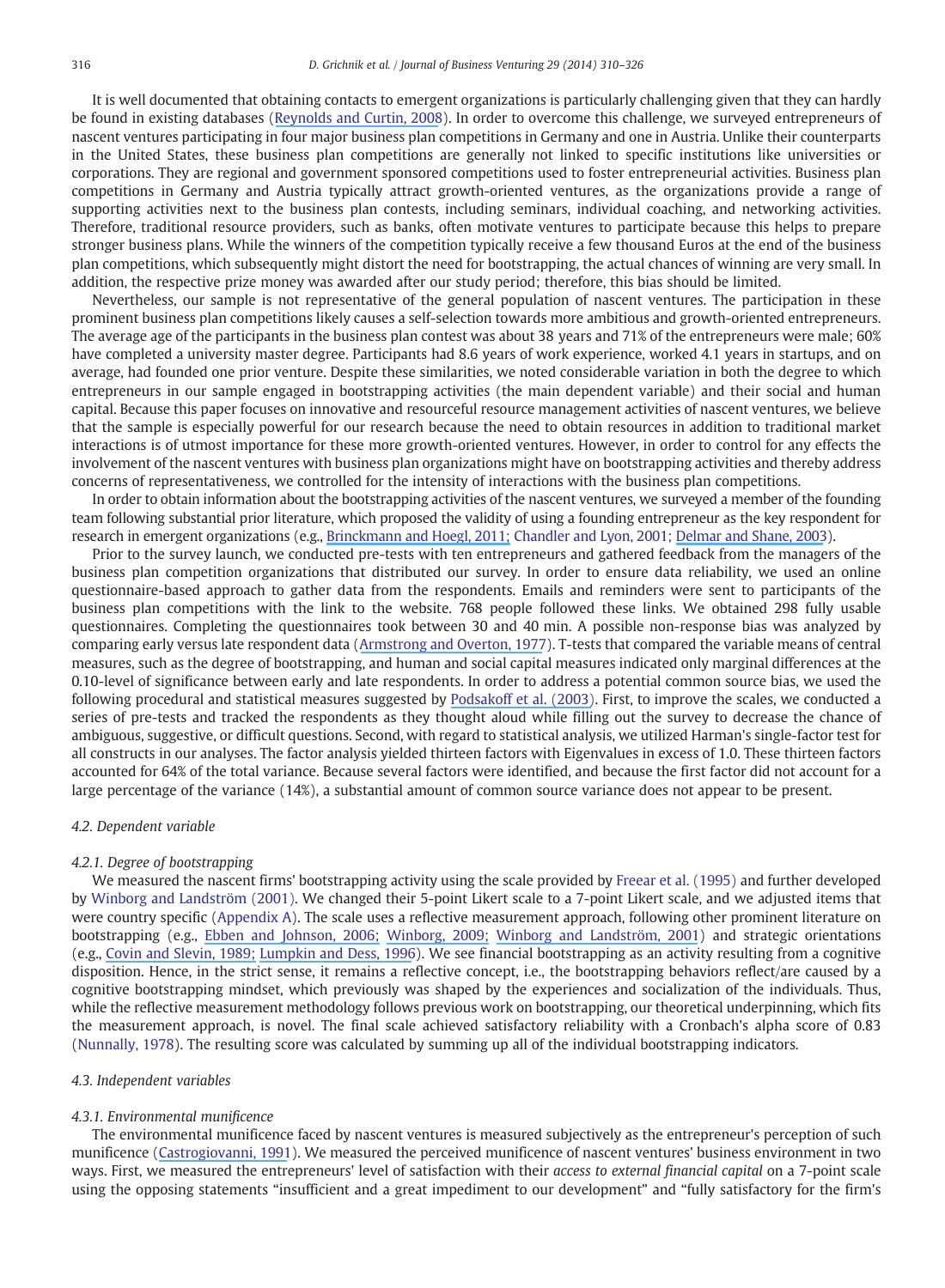It is well documented that obtaining contacts to emergent organizations is particularly challenging given that they can hardly be found in existing databases (Reynolds and Curtin, 2008). In order to overcome this challenge, we surveyed entrepreneurs of nascent ventures participating in four major business plan competitions in Germany and one in Austria. Unlike their counterparts in the United States, these business plan competitions are generally not linked to specific institutions like universities or corporations. They are regional and government sponsored competitions used to foster entrepreneurial activities. Business plan competitions in Germany and Austria typically attract growth-oriented ventures, as the organizations provide a range of supporting activities next to the business plan contests, including seminars, individual coaching, and networking activities. Therefore, traditional resource providers, such as banks, often motivate ventures to participate because this helps to prepare stronger business plans. While the winners of the competition typically receive a few thousand Euros at the end of the business plan competitions, which subsequently might distort the need for bootstrapping, the actual chances of winning are very small. In addition, the respective prize money was awarded after our study period; therefore, this bias should be limited.

Nevertheless, our sample is not representative of the general population of nascent ventures. The participation in these prominent business plan competitions likely causes a self-selection towards more ambitious and growth-oriented entrepreneurs. The average age of the participants in the business plan contest was about 38 years and 71% of the entrepreneurs were male; 60% have completed a university master degree. Participants had 8.6 years of work experience, worked 4.1 years in startups, and on average, had founded one prior venture. Despite these similarities, we noted considerable variation in both the degree to which entrepreneurs in our sample engaged in bootstrapping activities (the main dependent variable) and their social and human capital. Because this paper focuses on innovative and resourceful resource management activities of nascent ventures, we believe that the sample is especially powerful for our research because the need to obtain resources in addition to traditional market interactions is of utmost importance for these more growth-oriented ventures. However, in order to control for any effects the involvement of the nascent ventures with business plan organizations might have on bootstrapping activities and thereby address concerns of representativeness, we controlled for the intensity of interactions with the business plan competitions.

In order to obtain information about the bootstrapping activities of the nascent ventures, we surveyed a member of the founding team following substantial prior literature, which proposed the validity of using a founding entrepreneur as the key respondent for research in emergent organizations (e.g., Brinckmann and Hoegl, 2011; Chandler and Lyon, 2001; Delmar and Shane, 2003).

Prior to the survey launch, we conducted pre-tests with ten entrepreneurs and gathered feedback from the managers of the business plan competition organizations that distributed our survey. In order to ensure data reliability, we used an online questionnaire-based approach to gather data from the respondents. Emails and reminders were sent to participants of the business plan competitions with the link to the website. 768 people followed these links. We obtained 298 fully usable questionnaires. Completing the questionnaires took between 30 and 40 min. A possible non-response bias was analyzed by comparing early versus late respondent data (Armstrong and Overton, 1977). T-tests that compared the variable means of central measures, such as the degree of bootstrapping, and human and social capital measures indicated only marginal differences at the 0.10-level of significance between early and late respondents. In order to address a potential common source bias, we used the following procedural and statistical measures suggested by Podsakoff et al. (2003). First, to improve the scales, we conducted a series of pre-tests and tracked the respondents as they thought aloud while filling out the survey to decrease the chance of ambiguous, suggestive, or difficult questions. Second, with regard to statistical analysis, we utilized Harman's single-factor test for all constructs in our analyses. The factor analysis yielded thirteen factors with Eigenvalues in excess of 1.0. These thirteen factors accounted for 64% of the total variance. Because several factors were identified, and because the first factor did not account for a large percentage of the variance (14%), a substantial amount of common source variance does not appear to be present.

### *4.2. Dependent variable*

#### *4.2.1. Degree of bootstrapping*

We measured the nascent firms' bootstrapping activity using the scale provided by Freear et al. (1995) and further developed by Winborg and Landström (2001). We changed their 5-point Likert scale to a 7-point Likert scale, and we adjusted items that were country specific (Appendix A). The scale uses a reflective measurement approach, following other prominent literature on bootstrapping (e.g., Ebben and Johnson, 2006; Winborg, 2009; Winborg and Landström, 2001) and strategic orientations (e.g., Covin and Slevin, 1989; Lumpkin and Dess, 1996). We see financial bootstrapping as an activity resulting from a cognitive disposition. Hence, in the strict sense, it remains a reflective concept, i.e., the bootstrapping behaviors reflect/are caused by a cognitive bootstrapping mindset, which previously was shaped by the experiences and socialization of the individuals. Thus, while the reflective measurement methodology follows previous work on bootstrapping, our theoretical underpinning, which fits the measurement approach, is novel. The final scale achieved satisfactory reliability with a Cronbach's alpha score of 0.83 (Nunnally, 1978). The resulting score was calculated by summing up all of the individual bootstrapping indicators.

### *4.3. Independent variables*

#### *4.3.1. Environmental munificence*

The environmental munificence faced by nascent ventures is measured subjectively as the entrepreneur's perception of such munificence (Castrogiovanni, 1991). We measured the perceived munificence of nascent ventures' business environment in two ways. First, we measured the entrepreneurs' level of satisfaction with their *access to external financial capital* on a 7-point scale using the opposing statements "insufficient and a great impediment to our development" and "fully satisfactory for the firm's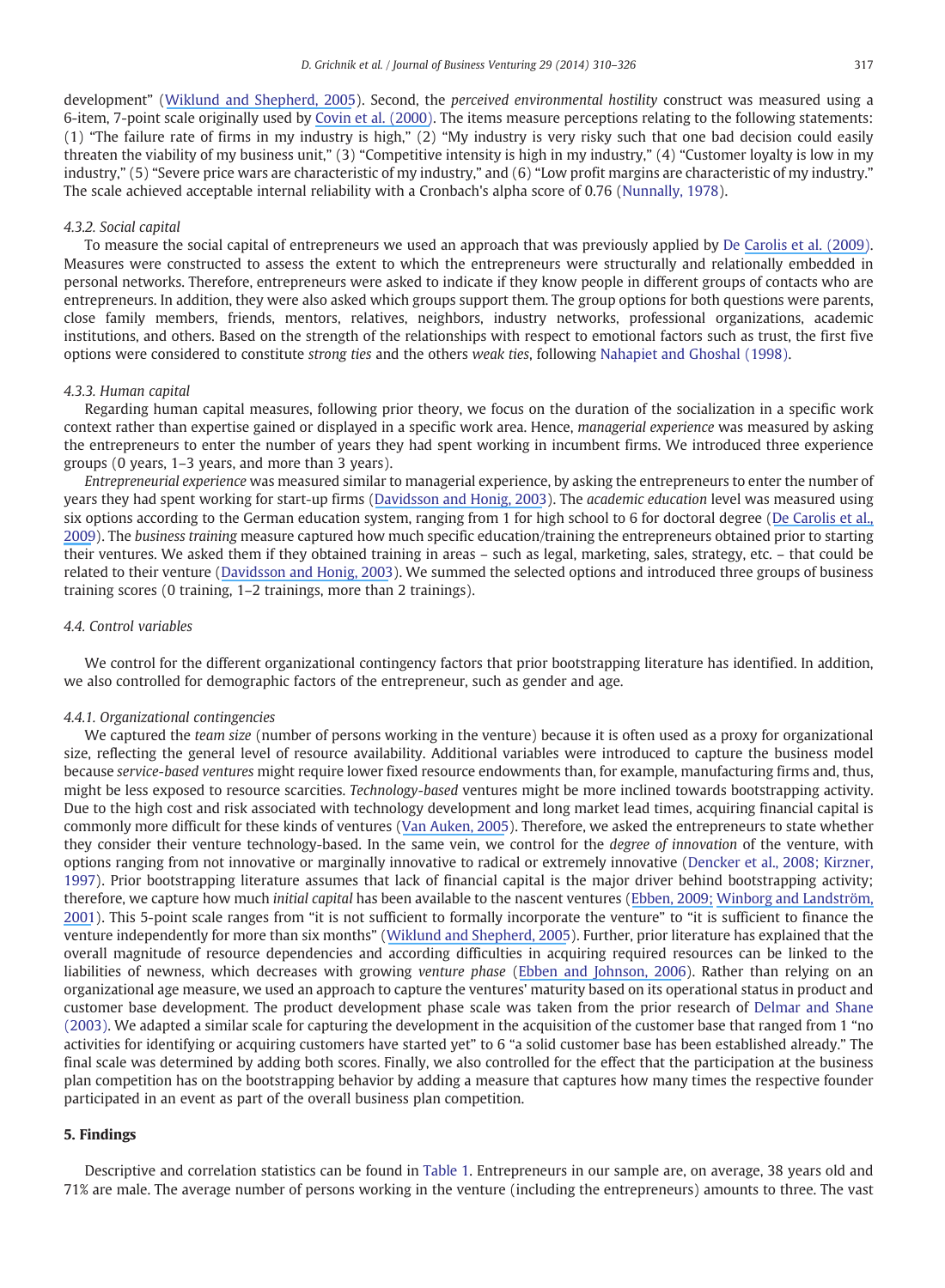development" (Wiklund and Shepherd, 2005). Second, the *perceived environmental hostility* construct was measured using a 6-item, 7-point scale originally used by Covin et al. (2000). The items measure perceptions relating to the following statements: (1) "The failure rate of firms in my industry is high," (2) "My industry is very risky such that one bad decision could easily threaten the viability of my business unit," (3) "Competitive intensity is high in my industry," (4) "Customer loyalty is low in my industry," (5) "Severe price wars are characteristic of my industry," and (6) "Low profit margins are characteristic of my industry." The scale achieved acceptable internal reliability with a Cronbach's alpha score of 0.76 (Nunnally, 1978).

#### 4.3.2. Social capital

To measure the social capital of entrepreneurs we used an approach that was previously applied by De Carolis et al. (2009). Measures were constructed to assess the extent to which the entrepreneurs were structurally and relationally embedded in personal networks. Therefore, entrepreneurs were asked to indicate if they know people in different groups of contacts who are entrepreneurs. In addition, they were also asked which groups support them. The group options for both questions were parents, close family members, friends, mentors, relatives, neighbors, industry networks, professional organizations, academic institutions, and others. Based on the strength of the relationships with respect to emotional factors such as trust, the first five options were considered to constitute *strong ties* and the others *weak ties*, following Nahapiet and Ghoshal (1998).

#### 4.3.3. Human capital

Regarding human capital measures, following prior theory, we focus on the duration of the socialization in a specific work context rather than expertise gained or displayed in a specific work area. Hence, *managerial experience* was measured by asking the entrepreneurs to enter the number of years they had spent working in incumbent firms. We introduced three experience groups (0 years, 1–3 years, and more than 3 years).

*Entrepreneurial experience* was measured similar to managerial experience, by asking the entrepreneurs to enter the number of years they had spent working for start-up firms (Davidsson and Honig, 2003). The *academic education* level was measured using six options according to the German education system, ranging from 1 for high school to 6 for doctoral degree (De Carolis et al., 2009). The *business training* measure captured how much specific education/training the entrepreneurs obtained prior to starting their ventures. We asked them if they obtained training in areas – such as legal, marketing, sales, strategy, etc. – that could be related to their venture (Davidsson and Honig, 2003). We summed the selected options and introduced three groups of business training scores (0 training, 1–2 trainings, more than 2 trainings).

### 4.4. Control variables

We control for the different organizational contingency factors that prior bootstrapping literature has identified. In addition, we also controlled for demographic factors of the entrepreneur, such as gender and age.

#### 4.4.1. Organizational contingencies

We captured the *team size* (number of persons working in the venture) because it is often used as a proxy for organizational size, reflecting the general level of resource availability. Additional variables were introduced to capture the business model because *service-based ventures* might require lower fixed resource endowments than, for example, manufacturing firms and, thus, might be less exposed to resource scarcities. *Technology-based* ventures might be more inclined towards bootstrapping activity. Due to the high cost and risk associated with technology development and long market lead times, acquiring financial capital is commonly more difficult for these kinds of ventures (Van Auken, 2005). Therefore, we asked the entrepreneurs to state whether they consider their venture technology-based. In the same vein, we control for the *degree of innovation* of the venture, with options ranging from not innovative or marginally innovative to radical or extremely innovative (Dencker et al., 2008; Kirzner, 1997). Prior bootstrapping literature assumes that lack of financial capital is the major driver behind bootstrapping activity; therefore, we capture how much *initial capital* has been available to the nascent ventures (Ebben, 2009; Winborg and Landström, 2001). This 5-point scale ranges from "it is not sufficient to formally incorporate the venture" to "it is sufficient to finance the venture independently for more than six months" (Wiklund and Shepherd, 2005). Further, prior literature has explained that the overall magnitude of resource dependencies and according difficulties in acquiring required resources can be linked to the liabilities of newness, which decreases with growing *venture phase* (Ebben and Johnson, 2006). Rather than relying on an organizational age measure, we used an approach to capture the ventures' maturity based on its operational status in product and customer base development. The product development phase scale was taken from the prior research of Delmar and Shane (2003). We adapted a similar scale for capturing the development in the acquisition of the customer base that ranged from 1 "no activities for identifying or acquiring customers have started yet" to 6 "a solid customer base has been established already." The final scale was determined by adding both scores. Finally, we also controlled for the effect that the participation at the business plan competition has on the bootstrapping behavior by adding a measure that captures how many times the respective founder participated in an event as part of the overall business plan competition.

## 5. Findings

Descriptive and correlation statistics can be found in Table 1. Entrepreneurs in our sample are, on average, 38 years old and 71% are male. The average number of persons working in the venture (including the entrepreneurs) amounts to three. The vast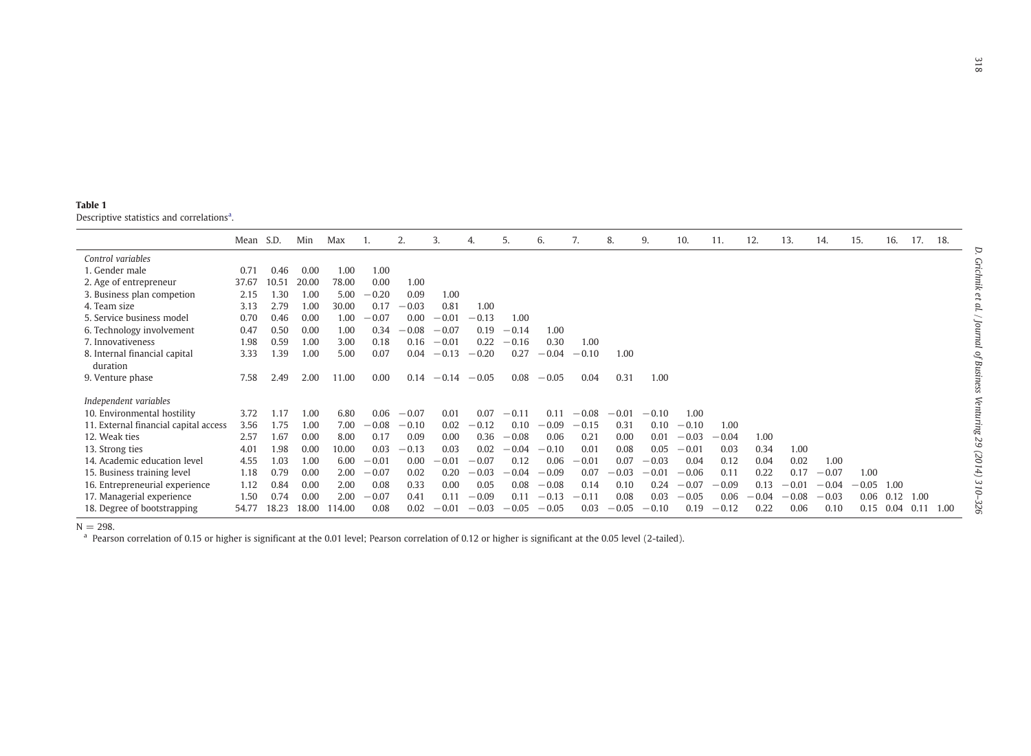**Table 1**
Descriptive statistics and correlations[a].

| | Mean | S.D. | Min | Max | 1. | 2. | 3. | 4. | 5. | 6. | 7. | 8. | 9. | 10. | 11. | 12. | 13. | 14. | 15. | 16. | 17. | 18. |
|---|---|---|---|---|---|---|---|---|---|---|---|---|---|---|---|---|---|---|---|---|---|---|
| *Control variables* | | | | | | | | | | | | | | | | | | | | | | |
| 1. Gender male | 0.71 | 0.46 | 0.00 | 1.00 | 1.00 | | | | | | | | | | | | | | | | | |
| 2. Age of entrepreneur | 37.67 | 10.51 | 20.00 | 78.00 | 0.00 | 1.00 | | | | | | | | | | | | | | | | |
| 3. Business plan competion | 2.15 | 1.30 | 1.00 | 5.00 | −0.20 | 0.09 | 1.00 | | | | | | | | | | | | | | | |
| 4. Team size | 3.13 | 2.79 | 1.00 | 30.00 | 0.17 | −0.03 | 0.81 | 1.00 | | | | | | | | | | | | | | |
| 5. Service business model | 0.70 | 0.46 | 0.00 | 1.00 | −0.07 | 0.00 | −0.01 | −0.13 | 1.00 | | | | | | | | | | | | | |
| 6. Technology involvement | 0.47 | 0.50 | 0.00 | 1.00 | 0.34 | −0.08 | −0.07 | 0.19 | −0.14 | 1.00 | | | | | | | | | | | | |
| 7. Innovativeness | 1.98 | 0.59 | 1.00 | 3.00 | 0.18 | 0.16 | −0.01 | 0.22 | −0.16 | 0.30 | 1.00 | | | | | | | | | | | |
| 8. Internal financial capital duration | 3.33 | 1.39 | 1.00 | 5.00 | 0.07 | 0.04 | −0.13 | −0.20 | 0.27 | −0.04 | −0.10 | 1.00 | | | | | | | | | | |
| 9. Venture phase | 7.58 | 2.49 | 2.00 | 11.00 | 0.00 | 0.14 | −0.14 | −0.05 | 0.08 | −0.05 | 0.04 | 0.31 | 1.00 | | | | | | | | | |
| *Independent variables* | | | | | | | | | | | | | | | | | | | | | | |
| 10. Environmental hostility | 3.72 | 1.17 | 1.00 | 6.80 | 0.06 | −0.07 | 0.01 | 0.07 | −0.11 | 0.11 | −0.08 | −0.01 | −0.10 | 1.00 | | | | | | | | |
| 11. External financial capital access | 3.56 | 1.75 | 1.00 | 7.00 | −0.08 | −0.10 | 0.02 | −0.12 | 0.10 | −0.09 | −0.15 | 0.31 | 0.10 | −0.10 | 1.00 | | | | | | | |
| 12. Weak ties | 2.57 | 1.67 | 0.00 | 8.00 | 0.17 | 0.09 | 0.00 | 0.36 | −0.08 | 0.06 | 0.21 | 0.00 | 0.01 | −0.03 | −0.04 | 1.00 | | | | | | |
| 13. Strong ties | 4.01 | 1.98 | 0.00 | 10.00 | 0.03 | −0.13 | 0.03 | 0.02 | −0.04 | −0.10 | 0.01 | 0.08 | 0.05 | −0.01 | 0.03 | 0.34 | 1.00 | | | | | |
| 14. Academic education level | 4.55 | 1.03 | 1.00 | 6.00 | −0.01 | 0.00 | −0.01 | −0.07 | 0.12 | 0.06 | −0.01 | 0.07 | −0.03 | 0.04 | 0.12 | 0.04 | 0.02 | 1.00 | | | | |
| 15. Business training level | 1.18 | 0.79 | 0.00 | 2.00 | −0.07 | 0.02 | 0.20 | −0.03 | −0.04 | −0.09 | 0.07 | −0.03 | −0.01 | −0.06 | 0.11 | 0.22 | 0.17 | −0.07 | 1.00 | | | |
| 16. Entrepreneurial experience | 1.12 | 0.84 | 0.00 | 2.00 | 0.08 | 0.33 | 0.00 | 0.05 | 0.08 | −0.08 | 0.14 | 0.10 | 0.24 | −0.07 | −0.09 | 0.13 | −0.01 | −0.04 | −0.05 | 1.00 | | |
| 17. Managerial experience | 1.50 | 0.74 | 0.00 | 2.00 | −0.07 | 0.41 | 0.11 | −0.09 | 0.11 | −0.13 | −0.11 | 0.08 | 0.03 | −0.05 | 0.06 | −0.04 | −0.08 | −0.03 | 0.06 | 0.12 | 1.00 | |
| 18. Degree of bootstrapping | 54.77 | 18.23 | 18.00 | 114.00 | 0.08 | 0.02 | −0.01 | −0.03 | −0.05 | −0.05 | 0.03 | −0.05 | −0.10 | 0.19 | −0.12 | 0.22 | 0.06 | 0.10 | 0.15 | 0.04 | 0.11 | 1.00 |

N = 298.

[a] Pearson correlation of 0.15 or higher is significant at the 0.01 level; Pearson correlation of 0.12 or higher is significant at the 0.05 level (2-tailed).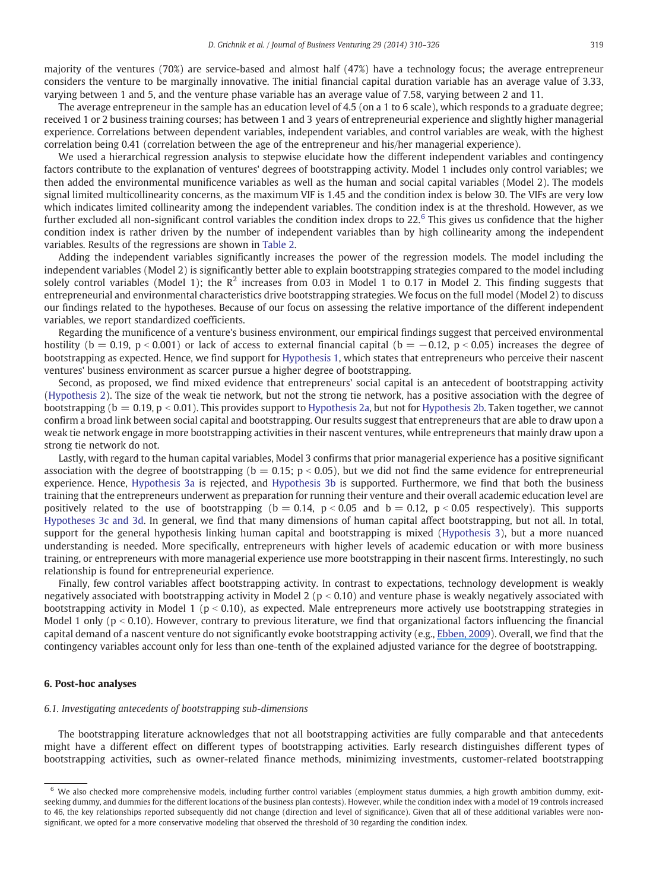majority of the ventures (70%) are service-based and almost half (47%) have a technology focus; the average entrepreneur considers the venture to be marginally innovative. The initial financial capital duration variable has an average value of 3.33, varying between 1 and 5, and the venture phase variable has an average value of 7.58, varying between 2 and 11.

The average entrepreneur in the sample has an education level of 4.5 (on a 1 to 6 scale), which responds to a graduate degree; received 1 or 2 business training courses; has between 1 and 3 years of entrepreneurial experience and slightly higher managerial experience. Correlations between dependent variables, independent variables, and control variables are weak, with the highest correlation being 0.41 (correlation between the age of the entrepreneur and his/her managerial experience).

We used a hierarchical regression analysis to stepwise elucidate how the different independent variables and contingency factors contribute to the explanation of ventures' degrees of bootstrapping activity. Model 1 includes only control variables; we then added the environmental munificence variables as well as the human and social capital variables (Model 2). The models signal limited multicollinearity concerns, as the maximum VIF is 1.45 and the condition index is below 30. The VIFs are very low which indicates limited collinearity among the independent variables. The condition index is at the threshold. However, as we further excluded all non-significant control variables the condition index drops to 22.[6] This gives us confidence that the higher condition index is rather driven by the number of independent variables than by high collinearity among the independent variables. Results of the regressions are shown in Table 2.

Adding the independent variables significantly increases the power of the regression models. The model including the independent variables (Model 2) is significantly better able to explain bootstrapping strategies compared to the model including solely control variables (Model 1); the $R^2$ increases from 0.03 in Model 1 to 0.17 in Model 2. This finding suggests that entrepreneurial and environmental characteristics drive bootstrapping strategies. We focus on the full model (Model 2) to discuss our findings related to the hypotheses. Because of our focus on assessing the relative importance of the different independent variables, we report standardized coefficients.

Regarding the munificence of a venture's business environment, our empirical findings suggest that perceived environmental hostility ($b = 0.19$, $p < 0.001$) or lack of access to external financial capital ($b = -0.12$, $p < 0.05$) increases the degree of bootstrapping as expected. Hence, we find support for Hypothesis 1, which states that entrepreneurs who perceive their nascent ventures' business environment as scarcer pursue a higher degree of bootstrapping.

Second, as proposed, we find mixed evidence that entrepreneurs' social capital is an antecedent of bootstrapping activity (Hypothesis 2). The size of the weak tie network, but not the strong tie network, has a positive association with the degree of bootstrapping ($b = 0.19$, $p < 0.01$). This provides support to Hypothesis 2a, but not for Hypothesis 2b. Taken together, we cannot confirm a broad link between social capital and bootstrapping. Our results suggest that entrepreneurs that are able to draw upon a weak tie network engage in more bootstrapping activities in their nascent ventures, while entrepreneurs that mainly draw upon a strong tie network do not.

Lastly, with regard to the human capital variables, Model 3 confirms that prior managerial experience has a positive significant association with the degree of bootstrapping ($b = 0.15$; $p < 0.05$), but we did not find the same evidence for entrepreneurial experience. Hence, Hypothesis 3a is rejected, and Hypothesis 3b is supported. Furthermore, we find that both the business training that the entrepreneurs underwent as preparation for running their venture and their overall academic education level are positively related to the use of bootstrapping ($b = 0.14$, $p < 0.05$ and $b = 0.12$, $p < 0.05$ respectively). This supports Hypotheses 3c and 3d. In general, we find that many dimensions of human capital affect bootstrapping, but not all. In total, support for the general hypothesis linking human capital and bootstrapping is mixed (Hypothesis 3), but a more nuanced understanding is needed. More specifically, entrepreneurs with higher levels of academic education or with more business training, or entrepreneurs with more managerial experience use more bootstrapping in their nascent firms. Interestingly, no such relationship is found for entrepreneurial experience.

Finally, few control variables affect bootstrapping activity. In contrast to expectations, technology development is weakly negatively associated with bootstrapping activity in Model 2 ($p < 0.10$) and venture phase is weakly negatively associated with bootstrapping activity in Model 1 ($p < 0.10$), as expected. Male entrepreneurs more actively use bootstrapping strategies in Model 1 only ($p < 0.10$). However, contrary to previous literature, we find that organizational factors influencing the financial capital demand of a nascent venture do not significantly evoke bootstrapping activity (e.g., Ebben, 2009). Overall, we find that the contingency variables account only for less than one-tenth of the explained adjusted variance for the degree of bootstrapping.

## 6. Post-hoc analyses

### 6.1. Investigating antecedents of bootstrapping sub-dimensions

The bootstrapping literature acknowledges that not all bootstrapping activities are fully comparable and that antecedents might have a different effect on different types of bootstrapping activities. Early research distinguishes different types of bootstrapping activities, such as owner-related finance methods, minimizing investments, customer-related bootstrapping

---

[6] We also checked more comprehensive models, including further control variables (employment status dummies, a high growth ambition dummy, exit-seeking dummy, and dummies for the different locations of the business plan contests). However, while the condition index with a model of 19 controls increased to 46, the key relationships reported subsequently did not change (direction and level of significance). Given that all of these additional variables were non-significant, we opted for a more conservative modeling that observed the threshold of 30 regarding the condition index.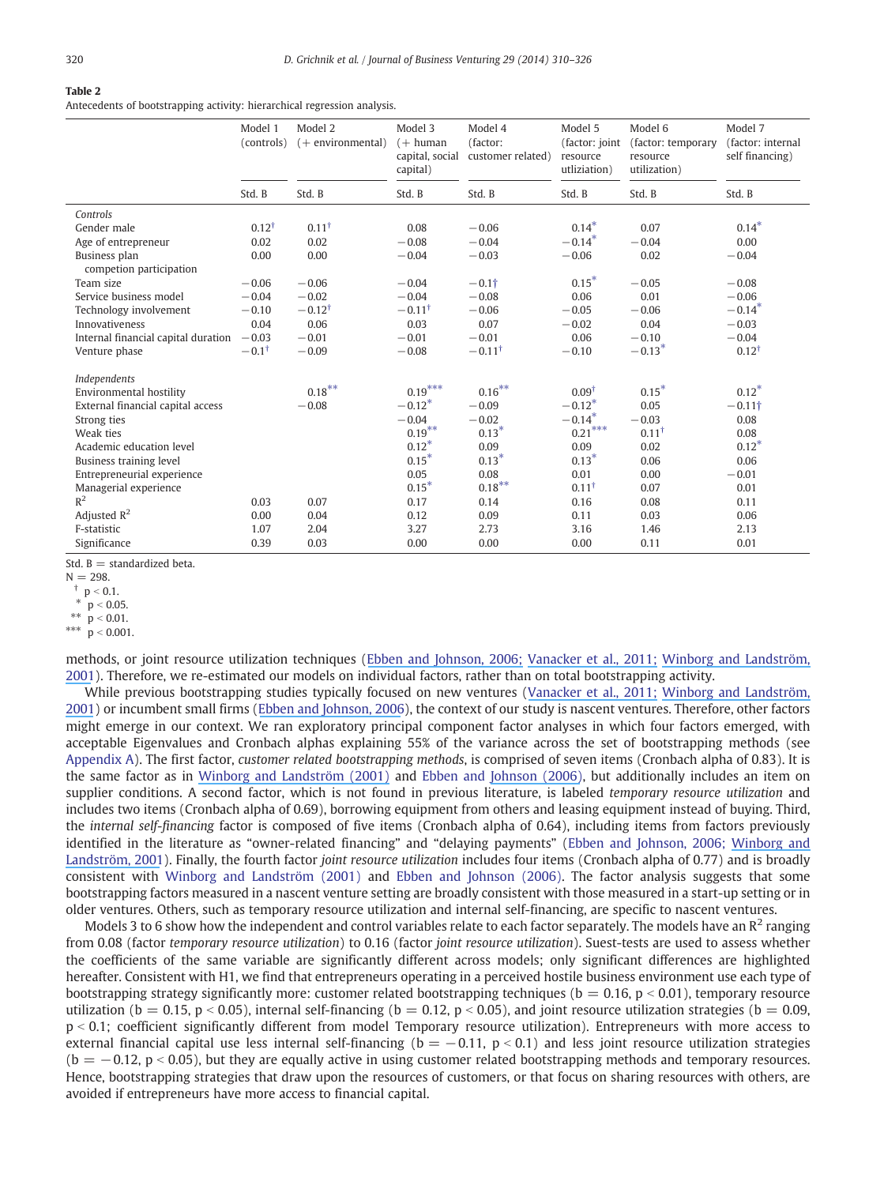**Table 2**
Antecedents of bootstrapping activity: hierarchical regression analysis.

| | Model 1 (controls) | Model 2 (+ environmental) | Model 3 (+ human capital, social capital) | Model 4 (factor: customer related) | Model 5 (factor: joint resource utliziation) | Model 6 (factor: temporary resource utilization) | Model 7 (factor: internal self financing) |
|---|---|---|---|---|---|---|---|
| | Std. B | Std. B | Std. B | Std. B | Std. B | Std. B | Std. B |
| *Controls* | | | | | | | |
| Gender male | 0.12† | 0.11† | 0.08 | −0.06 | 0.14* | 0.07 | 0.14* |
| Age of entrepreneur | 0.02 | 0.02 | −0.08 | −0.04 | −0.14* | −0.04 | 0.00 |
| Business plan competion participation | 0.00 | 0.00 | −0.04 | −0.03 | −0.06 | 0.02 | −0.04 |
| Team size | −0.06 | −0.06 | −0.04 | −0.1† | 0.15* | −0.05 | −0.08 |
| Service business model | −0.04 | −0.02 | −0.04 | −0.08 | 0.06 | 0.01 | −0.06 |
| Technology involvement | −0.10 | −0.12† | −0.11† | −0.06 | −0.05 | −0.06 | −0.14* |
| Innovativeness | 0.04 | 0.06 | 0.03 | 0.07 | −0.02 | 0.04 | −0.03 |
| Internal financial capital duration | −0.03 | −0.01 | −0.01 | −0.01 | 0.06 | −0.10 | −0.04 |
| Venture phase | −0.1† | −0.09 | −0.08 | −0.11† | −0.10 | −0.13* | 0.12† |
| *Independents* | | | | | | | |
| Environmental hostility | | 0.18** | 0.19*** | 0.16** | 0.09† | 0.15* | 0.12* |
| External financial capital access | | −0.08 | −0.12* | −0.09 | −0.12* | 0.05 | −0.11† |
| Strong ties | | | −0.04 | −0.02 | −0.14* | −0.03 | 0.08 |
| Weak ties | | | 0.19** | 0.13* | 0.21*** | 0.11† | 0.08 |
| Academic education level | | | 0.12* | 0.09 | 0.09 | 0.02 | 0.12* |
| Business training level | | | 0.15* | 0.13* | 0.13* | 0.06 | 0.06 |
| Entrepreneurial experience | | | 0.05 | 0.08 | 0.01 | 0.00 | −0.01 |
| Managerial experience | | | 0.15* | 0.18** | 0.11† | 0.07 | 0.01 |
| $R^2$ | 0.03 | 0.07 | 0.17 | 0.14 | 0.16 | 0.08 | 0.11 |
| Adjusted $R^2$ | 0.00 | 0.04 | 0.12 | 0.09 | 0.11 | 0.03 | 0.06 |
| F-statistic | 1.07 | 2.04 | 3.27 | 2.73 | 3.16 | 1.46 | 2.13 |
| Significance | 0.39 | 0.03 | 0.00 | 0.00 | 0.00 | 0.11 | 0.01 |

Std. B = standardized beta.
N = 298.
† $p < 0.1$.
\* $p < 0.05$.
\*\* $p < 0.01$.
\*\*\* $p < 0.001$.

methods, or joint resource utilization techniques (Ebben and Johnson, 2006; Vanacker et al., 2011; Winborg and Landström, 2001). Therefore, we re-estimated our models on individual factors, rather than on total bootstrapping activity.

While previous bootstrapping studies typically focused on new ventures (Vanacker et al., 2011; Winborg and Landström, 2001) or incumbent small firms (Ebben and Johnson, 2006), the context of our study is nascent ventures. Therefore, other factors might emerge in our context. We ran exploratory principal component factor analyses in which four factors emerged, with acceptable Eigenvalues and Cronbach alphas explaining 55% of the variance across the set of bootstrapping methods (see Appendix A). The first factor, *customer related bootstrapping methods*, is comprised of seven items (Cronbach alpha of 0.83). It is the same factor as in Winborg and Landström (2001) and Ebben and Johnson (2006), but additionally includes an item on supplier conditions. A second factor, which is not found in previous literature, is labeled *temporary resource utilization* and includes two items (Cronbach alpha of 0.69), borrowing equipment from others and leasing equipment instead of buying. Third, the *internal self-financing* factor is composed of five items (Cronbach alpha of 0.64), including items from factors previously identified in the literature as "owner-related financing" and "delaying payments" (Ebben and Johnson, 2006; Winborg and Landström, 2001). Finally, the fourth factor *joint resource utilization* includes four items (Cronbach alpha of 0.77) and is broadly consistent with Winborg and Landström (2001) and Ebben and Johnson (2006). The factor analysis suggests that some bootstrapping factors measured in a nascent venture setting are broadly consistent with those measured in a start-up setting or in older ventures. Others, such as temporary resource utilization and internal self-financing, are specific to nascent ventures.

Models 3 to 6 show how the independent and control variables relate to each factor separately. The models have an $R^2$ ranging from 0.08 (factor *temporary resource utilization*) to 0.16 (factor *joint resource utilization*). Suest-tests are used to assess whether the coefficients of the same variable are significantly different across models; only significant differences are highlighted hereafter. Consistent with H1, we find that entrepreneurs operating in a perceived hostile business environment use each type of bootstrapping strategy significantly more: customer related bootstrapping techniques ($b = 0.16$, $p < 0.01$), temporary resource utilization ($b = 0.15$, $p < 0.05$), internal self-financing ($b = 0.12$, $p < 0.05$), and joint resource utilization strategies ($b = 0.09$, $p < 0.1$; coefficient significantly different from model Temporary resource utilization). Entrepreneurs with more access to external financial capital use less internal self-financing ($b = -0.11$, $p < 0.1$) and less joint resource utilization strategies ($b = -0.12$, $p < 0.05$), but they are equally active in using customer related bootstrapping methods and temporary resources. Hence, bootstrapping strategies that draw upon the resources of customers, or that focus on sharing resources with others, are avoided if entrepreneurs have more access to financial capital.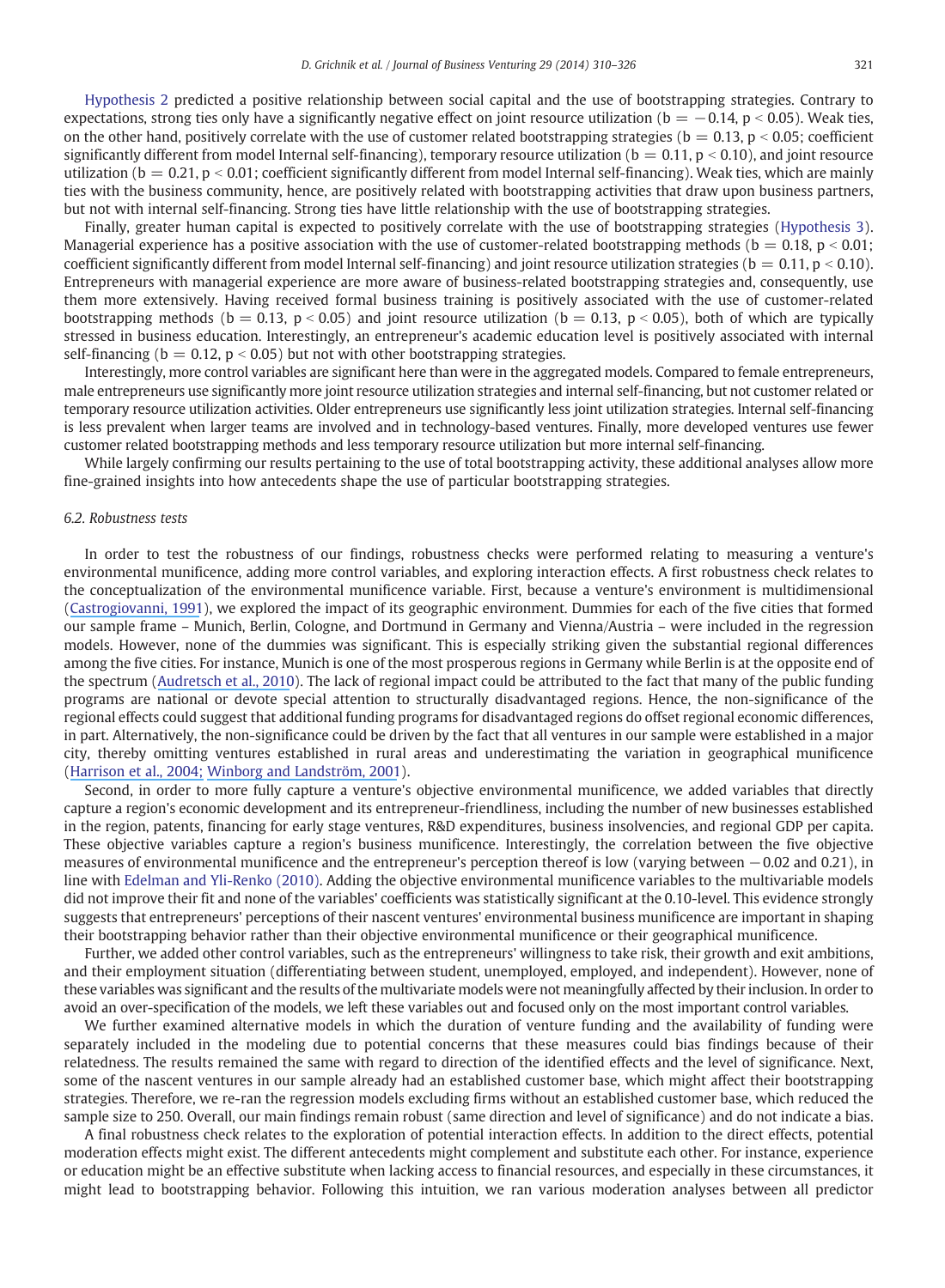Hypothesis 2 predicted a positive relationship between social capital and the use of bootstrapping strategies. Contrary to expectations, strong ties only have a significantly negative effect on joint resource utilization ($b = -0.14$, $p < 0.05$). Weak ties, on the other hand, positively correlate with the use of customer related bootstrapping strategies ($b = 0.13$, $p < 0.05$; coefficient significantly different from model Internal self-financing), temporary resource utilization ($b = 0.11$, $p < 0.10$), and joint resource utilization ($b = 0.21$, $p < 0.01$; coefficient significantly different from model Internal self-financing). Weak ties, which are mainly ties with the business community, hence, are positively related with bootstrapping activities that draw upon business partners, but not with internal self-financing. Strong ties have little relationship with the use of bootstrapping strategies.

Finally, greater human capital is expected to positively correlate with the use of bootstrapping strategies (Hypothesis 3). Managerial experience has a positive association with the use of customer-related bootstrapping methods ($b = 0.18$, $p < 0.01$; coefficient significantly different from model Internal self-financing) and joint resource utilization strategies ($b = 0.11$, $p < 0.10$). Entrepreneurs with managerial experience are more aware of business-related bootstrapping strategies and, consequently, use them more extensively. Having received formal business training is positively associated with the use of customer-related bootstrapping methods ($b = 0.13$, $p < 0.05$) and joint resource utilization ($b = 0.13$, $p < 0.05$), both of which are typically stressed in business education. Interestingly, an entrepreneur's academic education level is positively associated with internal self-financing ($b = 0.12$, $p < 0.05$) but not with other bootstrapping strategies.

Interestingly, more control variables are significant here than were in the aggregated models. Compared to female entrepreneurs, male entrepreneurs use significantly more joint resource utilization strategies and internal self-financing, but not customer related or temporary resource utilization activities. Older entrepreneurs use significantly less joint utilization strategies. Internal self-financing is less prevalent when larger teams are involved and in technology-based ventures. Finally, more developed ventures use fewer customer related bootstrapping methods and less temporary resource utilization but more internal self-financing.

While largely confirming our results pertaining to the use of total bootstrapping activity, these additional analyses allow more fine-grained insights into how antecedents shape the use of particular bootstrapping strategies.

### 6.2. Robustness tests

In order to test the robustness of our findings, robustness checks were performed relating to measuring a venture's environmental munificence, adding more control variables, and exploring interaction effects. A first robustness check relates to the conceptualization of the environmental munificence variable. First, because a venture's environment is multidimensional (Castrogiovanni, 1991), we explored the impact of its geographic environment. Dummies for each of the five cities that formed our sample frame – Munich, Berlin, Cologne, and Dortmund in Germany and Vienna/Austria – were included in the regression models. However, none of the dummies was significant. This is especially striking given the substantial regional differences among the five cities. For instance, Munich is one of the most prosperous regions in Germany while Berlin is at the opposite end of the spectrum (Audretsch et al., 2010). The lack of regional impact could be attributed to the fact that many of the public funding programs are national or devote special attention to structurally disadvantaged regions. Hence, the non-significance of the regional effects could suggest that additional funding programs for disadvantaged regions do offset regional economic differences, in part. Alternatively, the non-significance could be driven by the fact that all ventures in our sample were established in a major city, thereby omitting ventures established in rural areas and underestimating the variation in geographical munificence (Harrison et al., 2004; Winborg and Landström, 2001).

Second, in order to more fully capture a venture's objective environmental munificence, we added variables that directly capture a region's economic development and its entrepreneur-friendliness, including the number of new businesses established in the region, patents, financing for early stage ventures, R&D expenditures, business insolvencies, and regional GDP per capita. These objective variables capture a region's business munificence. Interestingly, the correlation between the five objective measures of environmental munificence and the entrepreneur's perception thereof is low (varying between $-0.02$ and $0.21$), in line with Edelman and Yli-Renko (2010). Adding the objective environmental munificence variables to the multivariable models did not improve their fit and none of the variables' coefficients was statistically significant at the 0.10-level. This evidence strongly suggests that entrepreneurs' perceptions of their nascent ventures' environmental business munificence are important in shaping their bootstrapping behavior rather than their objective environmental munificence or their geographical munificence.

Further, we added other control variables, such as the entrepreneurs' willingness to take risk, their growth and exit ambitions, and their employment situation (differentiating between student, unemployed, employed, and independent). However, none of these variables was significant and the results of the multivariate models were not meaningfully affected by their inclusion. In order to avoid an over-specification of the models, we left these variables out and focused only on the most important control variables.

We further examined alternative models in which the duration of venture funding and the availability of funding were separately included in the modeling due to potential concerns that these measures could bias findings because of their relatedness. The results remained the same with regard to direction of the identified effects and the level of significance. Next, some of the nascent ventures in our sample already had an established customer base, which might affect their bootstrapping strategies. Therefore, we re-ran the regression models excluding firms without an established customer base, which reduced the sample size to 250. Overall, our main findings remain robust (same direction and level of significance) and do not indicate a bias.

A final robustness check relates to the exploration of potential interaction effects. In addition to the direct effects, potential moderation effects might exist. The different antecedents might complement and substitute each other. For instance, experience or education might be an effective substitute when lacking access to financial resources, and especially in these circumstances, it might lead to bootstrapping behavior. Following this intuition, we ran various moderation analyses between all predictor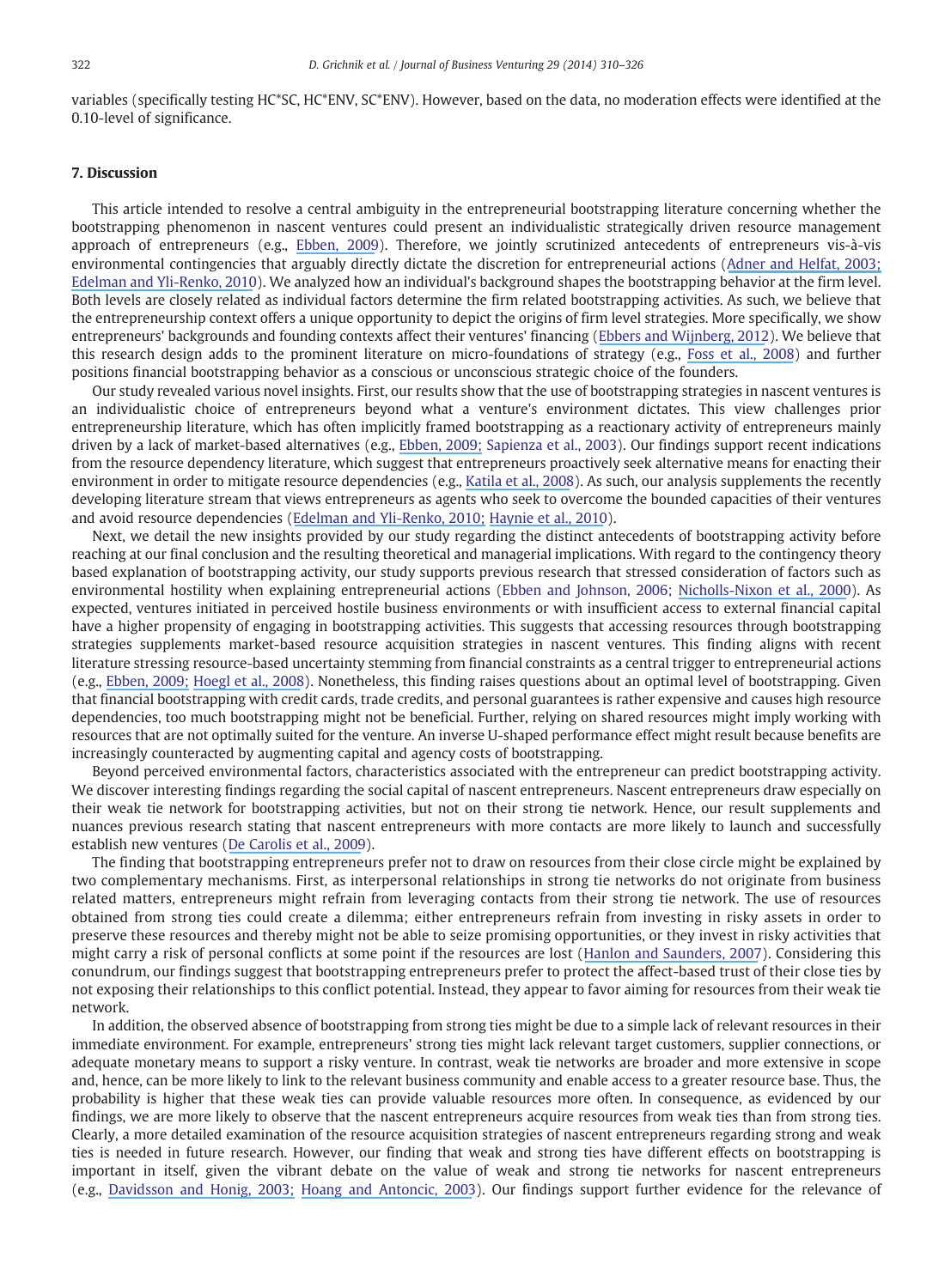variables (specifically testing HC*SC, HC*ENV, SC*ENV). However, based on the data, no moderation effects were identified at the 0.10-level of significance.

## 7. Discussion

This article intended to resolve a central ambiguity in the entrepreneurial bootstrapping literature concerning whether the bootstrapping phenomenon in nascent ventures could present an individualistic strategically driven resource management approach of entrepreneurs (e.g., Ebben, 2009). Therefore, we jointly scrutinized antecedents of entrepreneurs vis-à-vis environmental contingencies that arguably directly dictate the discretion for entrepreneurial actions (Adner and Helfat, 2003; Edelman and Yli-Renko, 2010). We analyzed how an individual's background shapes the bootstrapping behavior at the firm level. Both levels are closely related as individual factors determine the firm related bootstrapping activities. As such, we believe that the entrepreneurship context offers a unique opportunity to depict the origins of firm level strategies. More specifically, we show entrepreneurs' backgrounds and founding contexts affect their ventures' financing (Ebbers and Wijnberg, 2012). We believe that this research design adds to the prominent literature on micro-foundations of strategy (e.g., Foss et al., 2008) and further positions financial bootstrapping behavior as a conscious or unconscious strategic choice of the founders.

Our study revealed various novel insights. First, our results show that the use of bootstrapping strategies in nascent ventures is an individualistic choice of entrepreneurs beyond what a venture's environment dictates. This view challenges prior entrepreneurship literature, which has often implicitly framed bootstrapping as a reactionary activity of entrepreneurs mainly driven by a lack of market-based alternatives (e.g., Ebben, 2009; Sapienza et al., 2003). Our findings support recent indications from the resource dependency literature, which suggest that entrepreneurs proactively seek alternative means for enacting their environment in order to mitigate resource dependencies (e.g., Katila et al., 2008). As such, our analysis supplements the recently developing literature stream that views entrepreneurs as agents who seek to overcome the bounded capacities of their ventures and avoid resource dependencies (Edelman and Yli-Renko, 2010; Haynie et al., 2010).

Next, we detail the new insights provided by our study regarding the distinct antecedents of bootstrapping activity before reaching at our final conclusion and the resulting theoretical and managerial implications. With regard to the contingency theory based explanation of bootstrapping activity, our study supports previous research that stressed consideration of factors such as environmental hostility when explaining entrepreneurial actions (Ebben and Johnson, 2006; Nicholls-Nixon et al., 2000). As expected, ventures initiated in perceived hostile business environments or with insufficient access to external financial capital have a higher propensity of engaging in bootstrapping activities. This suggests that accessing resources through bootstrapping strategies supplements market-based resource acquisition strategies in nascent ventures. This finding aligns with recent literature stressing resource-based uncertainty stemming from financial constraints as a central trigger to entrepreneurial actions (e.g., Ebben, 2009; Hoegl et al., 2008). Nonetheless, this finding raises questions about an optimal level of bootstrapping. Given that financial bootstrapping with credit cards, trade credits, and personal guarantees is rather expensive and causes high resource dependencies, too much bootstrapping might not be beneficial. Further, relying on shared resources might imply working with resources that are not optimally suited for the venture. An inverse U-shaped performance effect might result because benefits are increasingly counteracted by augmenting capital and agency costs of bootstrapping.

Beyond perceived environmental factors, characteristics associated with the entrepreneur can predict bootstrapping activity. We discover interesting findings regarding the social capital of nascent entrepreneurs. Nascent entrepreneurs draw especially on their weak tie network for bootstrapping activities, but not on their strong tie network. Hence, our result supplements and nuances previous research stating that nascent entrepreneurs with more contacts are more likely to launch and successfully establish new ventures (De Carolis et al., 2009).

The finding that bootstrapping entrepreneurs prefer not to draw on resources from their close circle might be explained by two complementary mechanisms. First, as interpersonal relationships in strong tie networks do not originate from business related matters, entrepreneurs might refrain from leveraging contacts from their strong tie network. The use of resources obtained from strong ties could create a dilemma; either entrepreneurs refrain from investing in risky assets in order to preserve these resources and thereby might not be able to seize promising opportunities, or they invest in risky activities that might carry a risk of personal conflicts at some point if the resources are lost (Hanlon and Saunders, 2007). Considering this conundrum, our findings suggest that bootstrapping entrepreneurs prefer to protect the affect-based trust of their close ties by not exposing their relationships to this conflict potential. Instead, they appear to favor aiming for resources from their weak tie network.

In addition, the observed absence of bootstrapping from strong ties might be due to a simple lack of relevant resources in their immediate environment. For example, entrepreneurs' strong ties might lack relevant target customers, supplier connections, or adequate monetary means to support a risky venture. In contrast, weak tie networks are broader and more extensive in scope and, hence, can be more likely to link to the relevant business community and enable access to a greater resource base. Thus, the probability is higher that these weak ties can provide valuable resources more often. In consequence, as evidenced by our findings, we are more likely to observe that the nascent entrepreneurs acquire resources from weak ties than from strong ties. Clearly, a more detailed examination of the resource acquisition strategies of nascent entrepreneurs regarding strong and weak ties is needed in future research. However, our finding that weak and strong ties have different effects on bootstrapping is important in itself, given the vibrant debate on the value of weak and strong tie networks for nascent entrepreneurs (e.g., Davidsson and Honig, 2003; Hoang and Antoncic, 2003). Our findings support further evidence for the relevance of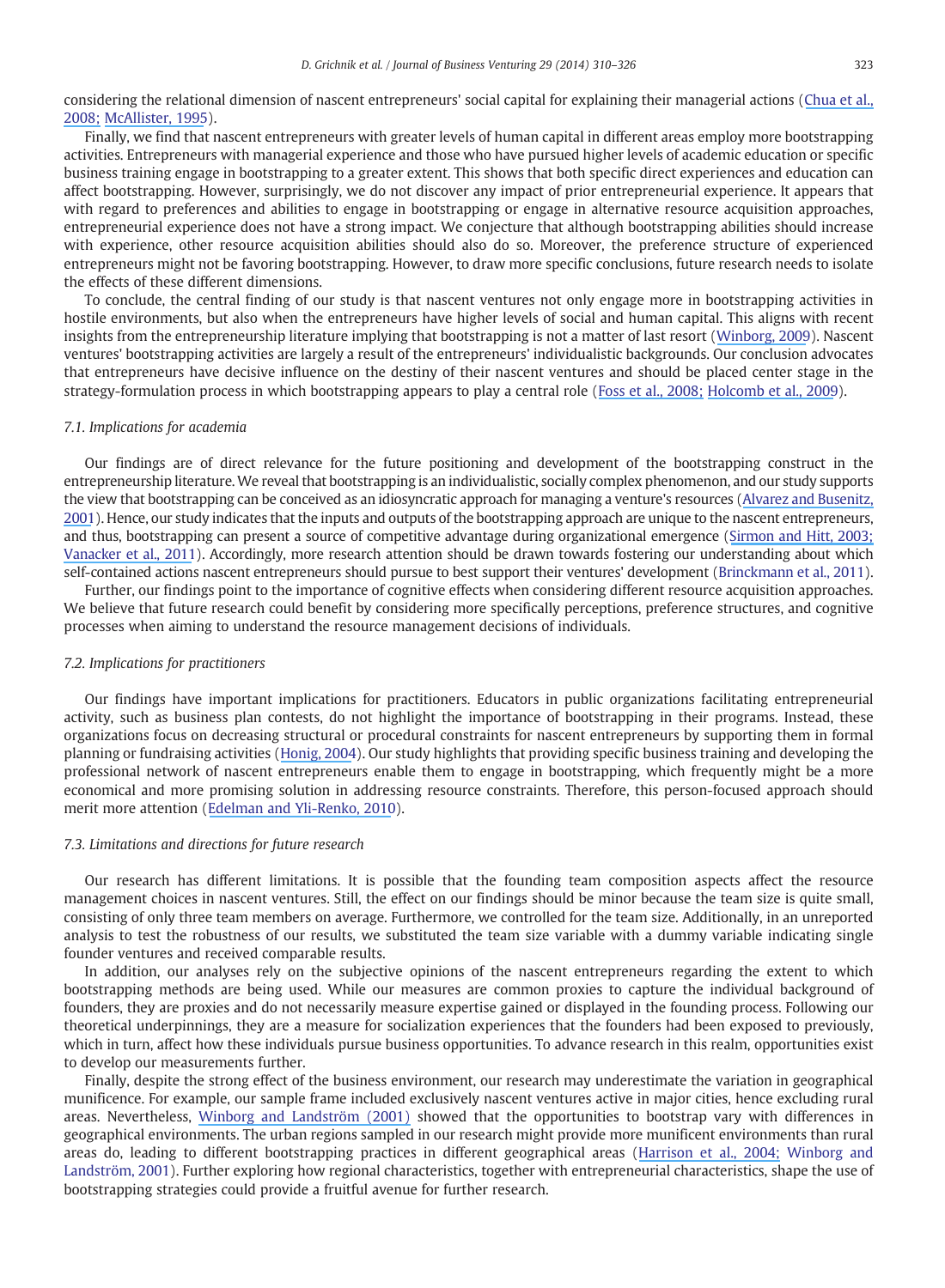considering the relational dimension of nascent entrepreneurs' social capital for explaining their managerial actions (Chua et al., 2008; McAllister, 1995).

Finally, we find that nascent entrepreneurs with greater levels of human capital in different areas employ more bootstrapping activities. Entrepreneurs with managerial experience and those who have pursued higher levels of academic education or specific business training engage in bootstrapping to a greater extent. This shows that both specific direct experiences and education can affect bootstrapping. However, surprisingly, we do not discover any impact of prior entrepreneurial experience. It appears that with regard to preferences and abilities to engage in bootstrapping or engage in alternative resource acquisition approaches, entrepreneurial experience does not have a strong impact. We conjecture that although bootstrapping abilities should increase with experience, other resource acquisition abilities should also do so. Moreover, the preference structure of experienced entrepreneurs might not be favoring bootstrapping. However, to draw more specific conclusions, future research needs to isolate the effects of these different dimensions.

To conclude, the central finding of our study is that nascent ventures not only engage more in bootstrapping activities in hostile environments, but also when the entrepreneurs have higher levels of social and human capital. This aligns with recent insights from the entrepreneurship literature implying that bootstrapping is not a matter of last resort (Winborg, 2009). Nascent ventures' bootstrapping activities are largely a result of the entrepreneurs' individualistic backgrounds. Our conclusion advocates that entrepreneurs have decisive influence on the destiny of their nascent ventures and should be placed center stage in the strategy-formulation process in which bootstrapping appears to play a central role (Foss et al., 2008; Holcomb et al., 2009).

### 7.1. Implications for academia

Our findings are of direct relevance for the future positioning and development of the bootstrapping construct in the entrepreneurship literature. We reveal that bootstrapping is an individualistic, socially complex phenomenon, and our study supports the view that bootstrapping can be conceived as an idiosyncratic approach for managing a venture's resources (Alvarez and Busenitz, 2001). Hence, our study indicates that the inputs and outputs of the bootstrapping approach are unique to the nascent entrepreneurs, and thus, bootstrapping can present a source of competitive advantage during organizational emergence (Sirmon and Hitt, 2003; Vanacker et al., 2011). Accordingly, more research attention should be drawn towards fostering our understanding about which self-contained actions nascent entrepreneurs should pursue to best support their ventures' development (Brinckmann et al., 2011).

Further, our findings point to the importance of cognitive effects when considering different resource acquisition approaches. We believe that future research could benefit by considering more specifically perceptions, preference structures, and cognitive processes when aiming to understand the resource management decisions of individuals.

### 7.2. Implications for practitioners

Our findings have important implications for practitioners. Educators in public organizations facilitating entrepreneurial activity, such as business plan contests, do not highlight the importance of bootstrapping in their programs. Instead, these organizations focus on decreasing structural or procedural constraints for nascent entrepreneurs by supporting them in formal planning or fundraising activities (Honig, 2004). Our study highlights that providing specific business training and developing the professional network of nascent entrepreneurs enable them to engage in bootstrapping, which frequently might be a more economical and more promising solution in addressing resource constraints. Therefore, this person-focused approach should merit more attention (Edelman and Yli-Renko, 2010).

### 7.3. Limitations and directions for future research

Our research has different limitations. It is possible that the founding team composition aspects affect the resource management choices in nascent ventures. Still, the effect on our findings should be minor because the team size is quite small, consisting of only three team members on average. Furthermore, we controlled for the team size. Additionally, in an unreported analysis to test the robustness of our results, we substituted the team size variable with a dummy variable indicating single founder ventures and received comparable results.

In addition, our analyses rely on the subjective opinions of the nascent entrepreneurs regarding the extent to which bootstrapping methods are being used. While our measures are common proxies to capture the individual background of founders, they are proxies and do not necessarily measure expertise gained or displayed in the founding process. Following our theoretical underpinnings, they are a measure for socialization experiences that the founders had been exposed to previously, which in turn, affect how these individuals pursue business opportunities. To advance research in this realm, opportunities exist to develop our measurements further.

Finally, despite the strong effect of the business environment, our research may underestimate the variation in geographical munificence. For example, our sample frame included exclusively nascent ventures active in major cities, hence excluding rural areas. Nevertheless, Winborg and Landström (2001) showed that the opportunities to bootstrap vary with differences in geographical environments. The urban regions sampled in our research might provide more munificent environments than rural areas do, leading to different bootstrapping practices in different geographical areas (Harrison et al., 2004; Winborg and Landström, 2001). Further exploring how regional characteristics, together with entrepreneurial characteristics, shape the use of bootstrapping strategies could provide a fruitful avenue for further research.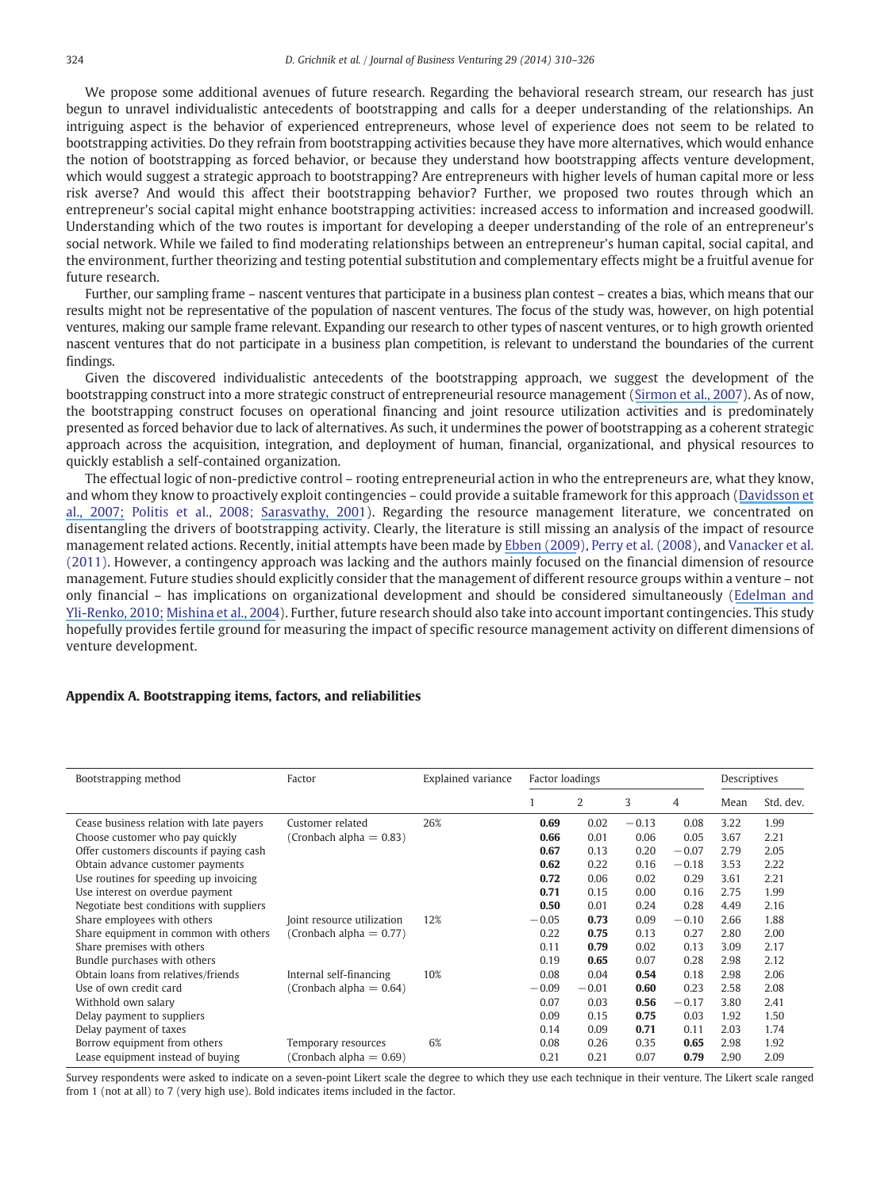We propose some additional avenues of future research. Regarding the behavioral research stream, our research has just begun to unravel individualistic antecedents of bootstrapping and calls for a deeper understanding of the relationships. An intriguing aspect is the behavior of experienced entrepreneurs, whose level of experience does not seem to be related to bootstrapping activities. Do they refrain from bootstrapping activities because they have more alternatives, which would enhance the notion of bootstrapping as forced behavior, or because they understand how bootstrapping affects venture development, which would suggest a strategic approach to bootstrapping? Are entrepreneurs with higher levels of human capital more or less risk averse? And would this affect their bootstrapping behavior? Further, we proposed two routes through which an entrepreneur's social capital might enhance bootstrapping activities: increased access to information and increased goodwill. Understanding which of the two routes is important for developing a deeper understanding of the role of an entrepreneur's social network. While we failed to find moderating relationships between an entrepreneur's human capital, social capital, and the environment, further theorizing and testing potential substitution and complementary effects might be a fruitful avenue for future research.

Further, our sampling frame – nascent ventures that participate in a business plan contest – creates a bias, which means that our results might not be representative of the population of nascent ventures. The focus of the study was, however, on high potential ventures, making our sample frame relevant. Expanding our research to other types of nascent ventures, or to high growth oriented nascent ventures that do not participate in a business plan competition, is relevant to understand the boundaries of the current findings.

Given the discovered individualistic antecedents of the bootstrapping approach, we suggest the development of the bootstrapping construct into a more strategic construct of entrepreneurial resource management (Sirmon et al., 2007). As of now, the bootstrapping construct focuses on operational financing and joint resource utilization activities and is predominately presented as forced behavior due to lack of alternatives. As such, it undermines the power of bootstrapping as a coherent strategic approach across the acquisition, integration, and deployment of human, financial, organizational, and physical resources to quickly establish a self-contained organization.

The effectual logic of non-predictive control – rooting entrepreneurial action in who the entrepreneurs are, what they know, and whom they know to proactively exploit contingencies – could provide a suitable framework for this approach (Davidsson et al., 2007; Politis et al., 2008; Sarasvathy, 2001). Regarding the resource management literature, we concentrated on disentangling the drivers of bootstrapping activity. Clearly, the literature is still missing an analysis of the impact of resource management related actions. Recently, initial attempts have been made by Ebben (2009), Perry et al. (2008), and Vanacker et al. (2011). However, a contingency approach was lacking and the authors mainly focused on the financial dimension of resource management. Future studies should explicitly consider that the management of different resource groups within a venture – not only financial – has implications on organizational development and should be considered simultaneously (Edelman and Yli-Renko, 2010; Mishina et al., 2004). Further, future research should also take into account important contingencies. This study hopefully provides fertile ground for measuring the impact of specific resource management activity on different dimensions of venture development.

## Appendix A. Bootstrapping items, factors, and reliabilities

| Bootstrapping method | Factor | Explained variance | Factor loadings | | | | Descriptives | |
|---|---|---|---|---|---|---|---|---|
| | | | 1 | 2 | 3 | 4 | Mean | Std. dev. |
| Cease business relation with late payers | Customer related | 26% | **0.69** | 0.02 | −0.13 | 0.08 | 3.22 | 1.99 |
| Choose customer who pay quickly | (Cronbach alpha = 0.83) | | **0.66** | 0.01 | 0.06 | 0.05 | 3.67 | 2.21 |
| Offer customers discounts if paying cash | | | **0.67** | 0.13 | 0.20 | −0.07 | 2.79 | 2.05 |
| Obtain advance customer payments | | | **0.62** | 0.22 | 0.16 | −0.18 | 3.53 | 2.22 |
| Use routines for speeding up invoicing | | | **0.72** | 0.06 | 0.02 | 0.29 | 3.61 | 2.21 |
| Use interest on overdue payment | | | **0.71** | 0.15 | 0.00 | 0.16 | 2.75 | 1.99 |
| Negotiate best conditions with suppliers | | | **0.50** | 0.01 | 0.24 | 0.28 | 4.49 | 2.16 |
| Share employees with others | Joint resource utilization | 12% | −0.05 | **0.73** | 0.09 | −0.10 | 2.66 | 1.88 |
| Share equipment in common with others | (Cronbach alpha = 0.77) | | 0.22 | **0.75** | 0.13 | 0.27 | 2.80 | 2.00 |
| Share premises with others | | | 0.11 | **0.79** | 0.02 | 0.13 | 3.09 | 2.17 |
| Bundle purchases with others | | | 0.19 | **0.65** | 0.07 | 0.28 | 2.98 | 2.12 |
| Obtain loans from relatives/friends | Internal self-financing | 10% | 0.08 | 0.04 | **0.54** | 0.18 | 2.98 | 2.06 |
| Use of own credit card | (Cronbach alpha = 0.64) | | −0.09 | −0.01 | **0.60** | 0.23 | 2.58 | 2.08 |
| Withhold own salary | | | 0.07 | 0.03 | **0.56** | −0.17 | 3.80 | 2.41 |
| Delay payment to suppliers | | | 0.09 | 0.15 | **0.75** | 0.03 | 1.92 | 1.50 |
| Delay payment of taxes | | | 0.14 | 0.09 | **0.71** | 0.11 | 2.03 | 1.74 |
| Borrow equipment from others | Temporary resources | 6% | 0.08 | 0.26 | 0.35 | **0.65** | 2.98 | 1.92 |
| Lease equipment instead of buying | (Cronbach alpha = 0.69) | | 0.21 | 0.21 | 0.07 | **0.79** | 2.90 | 2.09 |

Survey respondents were asked to indicate on a seven-point Likert scale the degree to which they use each technique in their venture. The Likert scale ranged from 1 (not at all) to 7 (very high use). Bold indicates items included in the factor.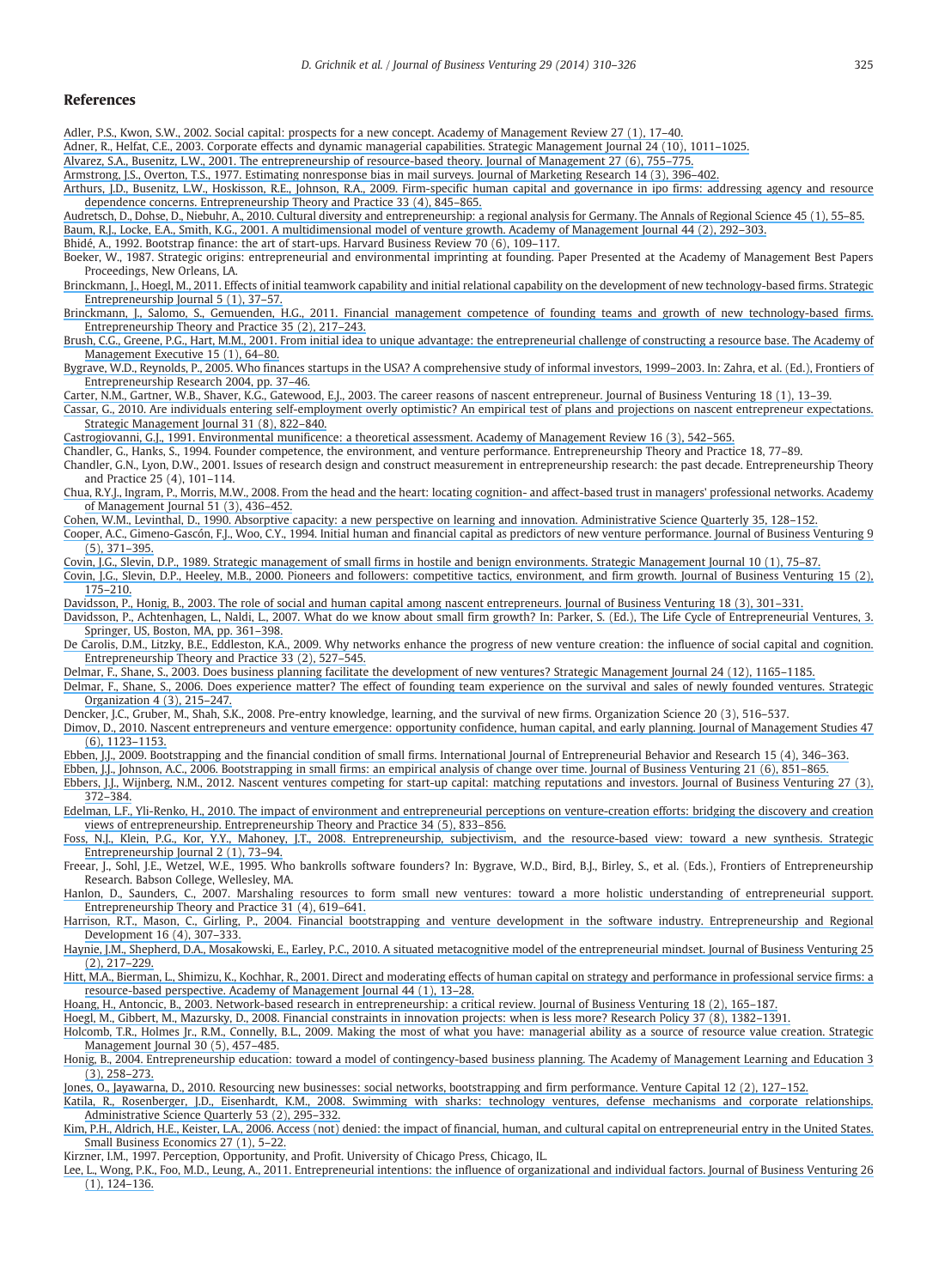## References

Adler, P.S., Kwon, S.W., 2002. Social capital: prospects for a new concept. Academy of Management Review 27 (1), 17–40.

Adner, R., Helfat, C.E., 2003. Corporate effects and dynamic managerial capabilities. Strategic Management Journal 24 (10), 1011–1025.

Alvarez, S.A., Busenitz, L.W., 2001. The entrepreneurship of resource-based theory. Journal of Management 27 (6), 755–775.

Armstrong, J.S., Overton, T.S., 1977. Estimating nonresponse bias in mail surveys. Journal of Marketing Research 14 (3), 396–402.

Arthurs, J.D., Busenitz, L.W., Hoskisson, R.E., Johnson, R.A., 2009. Firm-specific human capital and governance in ipo firms: addressing agency and resource dependence concerns. Entrepreneurship Theory and Practice 33 (4), 845–865.

Audretsch, D., Dohse, D., Niebuhr, A., 2010. Cultural diversity and entrepreneurship: a regional analysis for Germany. The Annals of Regional Science 45 (1), 55–85.

Baum, R.J., Locke, E.A., Smith, K.G., 2001. A multidimensional model of venture growth. Academy of Management Journal 44 (2), 292–303.

Bhidé, A., 1992. Bootstrap finance: the art of start-ups. Harvard Business Review 70 (6), 109–117.

Boeker, W., 1987. Strategic origins: entrepreneurial and environmental imprinting at founding. Paper Presented at the Academy of Management Best Papers Proceedings, New Orleans, LA.

Brinckmann, J., Hoegl, M., 2011. Effects of initial teamwork capability and initial relational capability on the development of new technology-based firms. Strategic Entrepreneurship Journal 5 (1), 37–57.

Brinckmann, J., Salomo, S., Gemuenden, H.G., 2011. Financial management competence of founding teams and growth of new technology-based firms. Entrepreneurship Theory and Practice 35 (2), 217–243.

Brush, C.G., Greene, P.G., Hart, M.M., 2001. From initial idea to unique advantage: the entrepreneurial challenge of constructing a resource base. The Academy of Management Executive 15 (1), 64–80.

Bygrave, W.D., Reynolds, P., 2005. Who finances startups in the USA? A comprehensive study of informal investors, 1999–2003. In: Zahra, et al. (Ed.), Frontiers of Entrepreneurship Research 2004, pp. 37–46.

Carter, N.M., Gartner, W.B., Shaver, K.G., Gatewood, E.J., 2003. The career reasons of nascent entrepreneur. Journal of Business Venturing 18 (1), 13–39.

Cassar, G., 2010. Are individuals entering self-employment overly optimistic? An empirical test of plans and projections on nascent entrepreneur expectations. Strategic Management Journal 31 (8), 822–840.

Castrogiovanni, G.J., 1991. Environmental munificence: a theoretical assessment. Academy of Management Review 16 (3), 542–565.

Chandler, G., Hanks, S., 1994. Founder competence, the environment, and venture performance. Entrepreneurship Theory and Practice 18, 77–89.

Chandler, G.N., Lyon, D.W., 2001. Issues of research design and construct measurement in entrepreneurship research: the past decade. Entrepreneurship Theory and Practice 25 (4), 101–114.

Chua, R.Y.J., Ingram, P., Morris, M.W., 2008. From the head and the heart: locating cognition- and affect-based trust in managers' professional networks. Academy of Management Journal 51 (3), 436–452.

Cohen, W.M., Levinthal, D., 1990. Absorptive capacity: a new perspective on learning and innovation. Administrative Science Quarterly 35, 128–152.

Cooper, A.C., Gimeno-Gascón, F.J., Woo, C.Y., 1994. Initial human and financial capital as predictors of new venture performance. Journal of Business Venturing 9 (5), 371–395.

Covin, J.G., Slevin, D.P., 1989. Strategic management of small firms in hostile and benign environments. Strategic Management Journal 10 (1), 75–87.

Covin, J.G., Slevin, D.P., Heeley, M.B., 2000. Pioneers and followers: competitive tactics, environment, and firm growth. Journal of Business Venturing 15 (2), 175–210.

Davidsson, P., Honig, B., 2003. The role of social and human capital among nascent entrepreneurs. Journal of Business Venturing 18 (3), 301–331.

Davidsson, P., Achtenhagen, L., Naldi, L., 2007. What do we know about small firm growth? In: Parker, S. (Ed.), The Life Cycle of Entrepreneurial Ventures, 3. Springer, US, Boston, MA, pp. 361–398.

De Carolis, D.M., Litzky, B.E., Eddleston, K.A., 2009. Why networks enhance the progress of new venture creation: the influence of social capital and cognition. Entrepreneurship Theory and Practice 33 (2), 527–545.

Delmar, F., Shane, S., 2003. Does business planning facilitate the development of new ventures? Strategic Management Journal 24 (12), 1165–1185.

Delmar, F., Shane, S., 2006. Does experience matter? The effect of founding team experience on the survival and sales of newly founded ventures. Strategic Organization 4 (3), 215–247.

Dencker, J.C., Gruber, M., Shah, S.K., 2008. Pre-entry knowledge, learning, and the survival of new firms. Organization Science 20 (3), 516–537.

Dimov, D., 2010. Nascent entrepreneurs and venture emergence: opportunity confidence, human capital, and early planning. Journal of Management Studies 47 (6), 1123–1153.

Ebben, J.J., 2009. Bootstrapping and the financial condition of small firms. International Journal of Entrepreneurial Behavior and Research 15 (4), 346–363.

Ebben, J.J., Johnson, A.C., 2006. Bootstrapping in small firms: an empirical analysis of change over time. Journal of Business Venturing 21 (6), 851–865.

Ebbers, J.J., Wijnberg, N.M., 2012. Nascent ventures competing for start-up capital: matching reputations and investors. Journal of Business Venturing 27 (3), 372–384.

Edelman, L.F., Yli-Renko, H., 2010. The impact of environment and entrepreneurial perceptions on venture-creation efforts: bridging the discovery and creation views of entrepreneurship. Entrepreneurship Theory and Practice 34 (5), 833–856.

Foss, N.J., Klein, P.G., Kor, Y.Y., Mahoney, J.T., 2008. Entrepreneurship, subjectivism, and the resource-based view: toward a new synthesis. Strategic Entrepreneurship Journal 2 (1), 73–94.

Freear, J., Sohl, J.E., Wetzel, W.E., 1995. Who bankrolls software founders? In: Bygrave, W.D., Bird, B.J., Birley, S., et al. (Eds.), Frontiers of Entrepreneurship Research. Babson College, Wellesley, MA.

Hanlon, D., Saunders, C., 2007. Marshaling resources to form small new ventures: toward a more holistic understanding of entrepreneurial support. Entrepreneurship Theory and Practice 31 (4), 619–641.

Harrison, R.T., Mason, C., Girling, P., 2004. Financial bootstrapping and venture development in the software industry. Entrepreneurship and Regional Development 16 (4), 307–333.

Haynie, J.M., Shepherd, D.A., Mosakowski, E., Earley, P.C., 2010. A situated metacognitive model of the entrepreneurial mindset. Journal of Business Venturing 25 (2), 217–229.

Hitt, M.A., Bierman, L., Shimizu, K., Kochhar, R., 2001. Direct and moderating effects of human capital on strategy and performance in professional service firms: a resource-based perspective. Academy of Management Journal 44 (1), 13–28.

Hoang, H., Antoncic, B., 2003. Network-based research in entrepreneurship: a critical review. Journal of Business Venturing 18 (2), 165–187.

Hoegl, M., Gibbert, M., Mazursky, D., 2008. Financial constraints in innovation projects: when is less more? Research Policy 37 (8), 1382–1391.

Holcomb, T.R., Holmes Jr., R.M., Connelly, B.L., 2009. Making the most of what you have: managerial ability as a source of resource value creation. Strategic Management Journal 30 (5), 457–485.

Honig, B., 2004. Entrepreneurship education: toward a model of contingency-based business planning. The Academy of Management Learning and Education 3 (3), 258–273.

Jones, O., Jayawarna, D., 2010. Resourcing new businesses: social networks, bootstrapping and firm performance. Venture Capital 12 (2), 127–152.

Katila, R., Rosenberger, J.D., Eisenhardt, K.M., 2008. Swimming with sharks: technology ventures, defense mechanisms and corporate relationships. Administrative Science Quarterly 53 (2), 295–332.

Kim, P.H., Aldrich, H.E., Keister, L.A., 2006. Access (not) denied: the impact of financial, human, and cultural capital on entrepreneurial entry in the United States. Small Business Economics 27 (1), 5–22.

Kirzner, I.M., 1997. Perception, Opportunity, and Profit. University of Chicago Press, Chicago, IL.

Lee, L., Wong, P.K., Foo, M.D., Leung, A., 2011. Entrepreneurial intentions: the influence of organizational and individual factors. Journal of Business Venturing 26 (1), 124–136.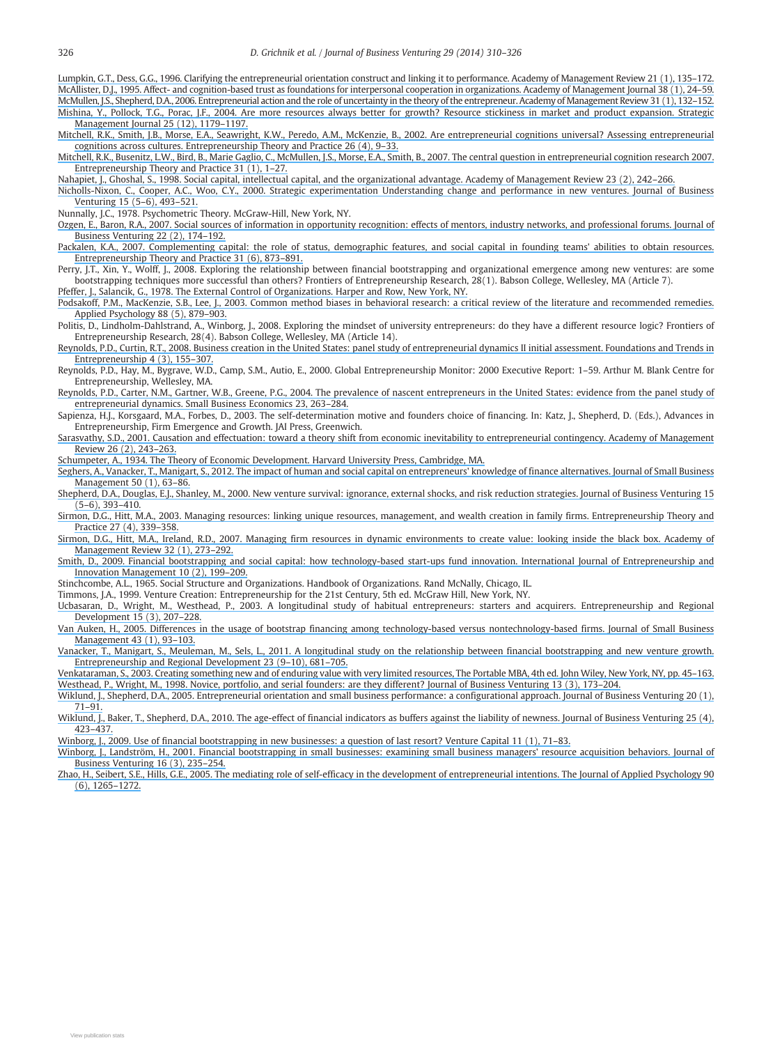Lumpkin, G.T., Dess, G.G., 1996. Clarifying the entrepreneurial orientation construct and linking it to performance. Academy of Management Review 21 (1), 135–172.

McAllister, D.J., 1995. Affect- and cognition-based trust as foundations for interpersonal cooperation in organizations. Academy of Management Journal 38 (1), 24–59.

McMullen, J.S., Shepherd, D.A., 2006. Entrepreneurial action and the role of uncertainty in the theory of the entrepreneur. Academy of Management Review 31 (1), 132–152.

Mishina, Y., Pollock, T.G., Porac, J.F., 2004. Are more resources always better for growth? Resource stickiness in market and product expansion. Strategic Management Journal 25 (12), 1179–1197.

Mitchell, R.K., Smith, J.B., Morse, E.A., Seawright, K.W., Peredo, A.M., McKenzie, B., 2002. Are entrepreneurial cognitions universal? Assessing entrepreneurial cognitions across cultures. Entrepreneurship Theory and Practice 26 (4), 9–33.

Mitchell, R.K., Busenitz, L.W., Bird, B., Marie Gaglio, C., McMullen, J.S., Morse, E.A., Smith, B., 2007. The central question in entrepreneurial cognition research 2007. Entrepreneurship Theory and Practice 31 (1), 1–27.

Nahapiet, J., Ghoshal, S., 1998. Social capital, intellectual capital, and the organizational advantage. Academy of Management Review 23 (2), 242–266.

Nicholls-Nixon, C., Cooper, A.C., Woo, C.Y., 2000. Strategic experimentation Understanding change and performance in new ventures. Journal of Business Venturing 15 (5–6), 493–521.

Nunnally, J.C., 1978. Psychometric Theory. McGraw-Hill, New York, NY.

Ozgen, E., Baron, R.A., 2007. Social sources of information in opportunity recognition: effects of mentors, industry networks, and professional forums. Journal of Business Venturing 22 (2), 174–192.

Packalen, K.A., 2007. Complementing capital: the role of status, demographic features, and social capital in founding teams' abilities to obtain resources. Entrepreneurship Theory and Practice 31 (6), 873–891.

Perry, J.T., Xin, Y., Wolff, J., 2008. Exploring the relationship between financial bootstrapping and organizational emergence among new ventures: are some bootstrapping techniques more successful than others? Frontiers of Entrepreneurship Research, 28(1). Babson College, Wellesley, MA (Article 7).

Pfeffer, J., Salancik, G., 1978. The External Control of Organizations. Harper and Row, New York, NY.

Podsakoff, P.M., MacKenzie, S.B., Lee, J., 2003. Common method biases in behavioral research: a critical review of the literature and recommended remedies. Applied Psychology 88 (5), 879–903.

Politis, D., Lindholm-Dahlstrand, A., Winborg, J., 2008. Exploring the mindset of university entrepreneurs: do they have a different resource logic? Frontiers of Entrepreneurship Research, 28(4). Babson College, Wellesley, MA (Article 14).

Reynolds, P.D., Curtin, R.T., 2008. Business creation in the United States: panel study of entrepreneurial dynamics II initial assessment. Foundations and Trends in Entrepreneurship 4 (3), 155–307.

Reynolds, P.D., Hay, M., Bygrave, W.D., Camp, S.M., Autio, E., 2000. Global Entrepreneurship Monitor: 2000 Executive Report: 1–59. Arthur M. Blank Centre for Entrepreneurship, Wellesley, MA.

Reynolds, P.D., Carter, N.M., Gartner, W.B., Greene, P.G., 2004. The prevalence of nascent entrepreneurs in the United States: evidence from the panel study of entrepreneurial dynamics. Small Business Economics 23, 263–284.

Sapienza, H.J., Korsgaard, M.A., Forbes, D., 2003. The self-determination motive and founders choice of financing. In: Katz, J., Shepherd, D. (Eds.), Advances in Entrepreneurship, Firm Emergence and Growth. JAI Press, Greenwich.

Sarasvathy, S.D., 2001. Causation and effectuation: toward a theory shift from economic inevitability to entrepreneurial contingency. Academy of Management Review 26 (2), 243–263.

Schumpeter, A., 1934. The Theory of Economic Development. Harvard University Press, Cambridge, MA.

Seghers, A., Vanacker, T., Manigart, S., 2012. The impact of human and social capital on entrepreneurs' knowledge of finance alternatives. Journal of Small Business Management 50 (1), 63–86.

Shepherd, D.A., Douglas, E.J., Shanley, M., 2000. New venture survival: ignorance, external shocks, and risk reduction strategies. Journal of Business Venturing 15 (5–6), 393–410.

Sirmon, D.G., Hitt, M.A., 2003. Managing resources: linking unique resources, management, and wealth creation in family firms. Entrepreneurship Theory and Practice 27 (4), 339–358.

Sirmon, D.G., Hitt, M.A., Ireland, R.D., 2007. Managing firm resources in dynamic environments to create value: looking inside the black box. Academy of Management Review 32 (1), 273–292.

Smith, D., 2009. Financial bootstrapping and social capital: how technology-based start-ups fund innovation. International Journal of Entrepreneurship and Innovation Management 10 (2), 199–209.

Stinchcombe, A.L., 1965. Social Structure and Organizations. Handbook of Organizations. Rand McNally, Chicago, IL.

Timmons, J.A., 1999. Venture Creation: Entrepreneurship for the 21st Century, 5th ed. McGraw Hill, New York, NY.

Ucbasaran, D., Wright, M., Westhead, P., 2003. A longitudinal study of habitual entrepreneurs: starters and acquirers. Entrepreneurship and Regional Development 15 (3), 207–228.

Van Auken, H., 2005. Differences in the usage of bootstrap financing among technology-based versus nontechnology-based firms. Journal of Small Business Management 43 (1), 93–103.

Vanacker, T., Manigart, S., Meuleman, M., Sels, L., 2011. A longitudinal study on the relationship between financial bootstrapping and new venture growth. Entrepreneurship and Regional Development 23 (9–10), 681–705.

Venkataraman, S., 2003. Creating something new and of enduring value with very limited resources, The Portable MBA, 4th ed. John Wiley, New York, NY, pp. 45–163.

Westhead, P., Wright, M., 1998. Novice, portfolio, and serial founders: are they different? Journal of Business Venturing 13 (3), 173–204.

Wiklund, J., Shepherd, D.A., 2005. Entrepreneurial orientation and small business performance: a configurational approach. Journal of Business Venturing 20 (1), 71–91.

Wiklund, J., Baker, T., Shepherd, D.A., 2010. The age-effect of financial indicators as buffers against the liability of newness. Journal of Business Venturing 25 (4), 423–437.

Winborg, J., 2009. Use of financial bootstrapping in new businesses: a question of last resort? Venture Capital 11 (1), 71–83.

Winborg, J., Landström, H., 2001. Financial bootstrapping in small businesses: examining small business managers' resource acquisition behaviors. Journal of Business Venturing 16 (3), 235–254.

Zhao, H., Seibert, S.E., Hills, G.E., 2005. The mediating role of self-efficacy in the development of entrepreneurial intentions. The Journal of Applied Psychology 90 (6), 1265–1272.